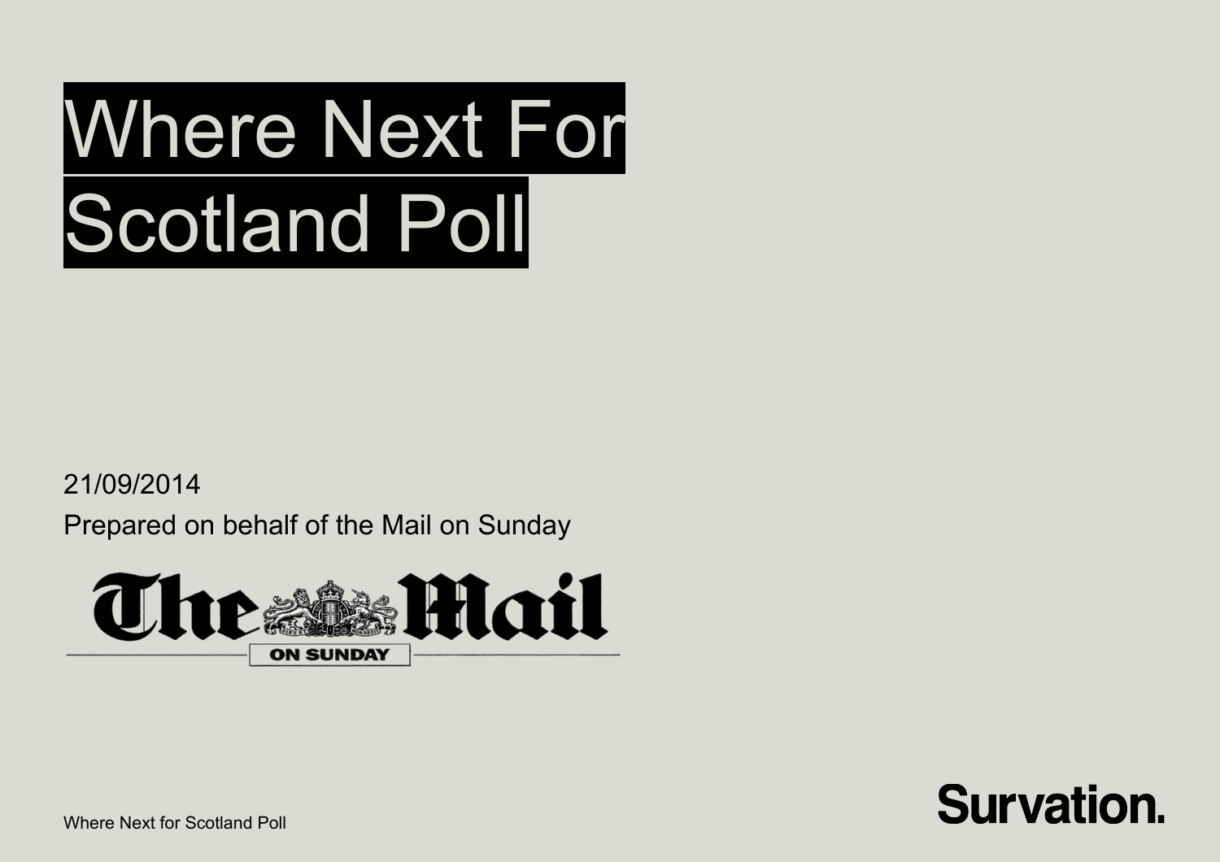# Where Next For Scotland Poll

21/09/2014

Prepared on behalf of the Mail on Sunday

The Mail on Sunday

Survation.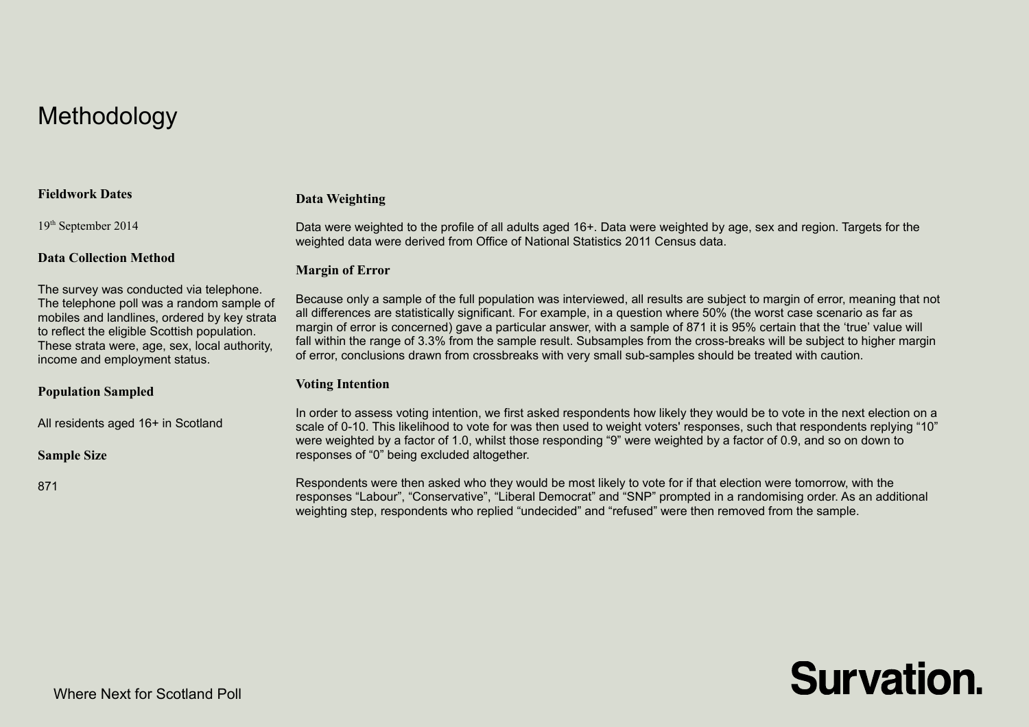# Methodology

### Fieldwork Dates

19th September 2014

### Data Collection Method

The survey was conducted via telephone. The telephone poll was a random sample of mobiles and landlines, ordered by key strata to reflect the eligible Scottish population. These strata were, age, sex, local authority, income and employment status.

### Population Sampled

All residents aged 16+ in Scotland

### Sample Size

871

### Data Weighting

Data were weighted to the profile of all adults aged 16+. Data were weighted by age, sex and region. Targets for the weighted data were derived from Office of National Statistics 2011 Census data.

### Margin of Error

Because only a sample of the full population was interviewed, all results are subject to margin of error, meaning that not all differences are statistically significant. For example, in a question where 50% (the worst case scenario as far as margin of error is concerned) gave a particular answer, with a sample of 871 it is 95% certain that the 'true' value will fall within the range of 3.3% from the sample result. Subsamples from the cross-breaks will be subject to higher margin of error, conclusions drawn from crossbreaks with very small sub-samples should be treated with caution.

### Voting Intention

In order to assess voting intention, we first asked respondents how likely they would be to vote in the next election on a scale of 0-10. This likelihood to vote for was then used to weight voters' responses, such that respondents replying "10" were weighted by a factor of 1.0, whilst those responding "9" were weighted by a factor of 0.9, and so on down to responses of "0" being excluded altogether.

Respondents were then asked who they would be most likely to vote for if that election were tomorrow, with the responses "Labour", "Conservative", "Liberal Democrat" and "SNP" prompted in a randomising order. As an additional weighting step, respondents who replied "undecided" and "refused" were then removed from the sample.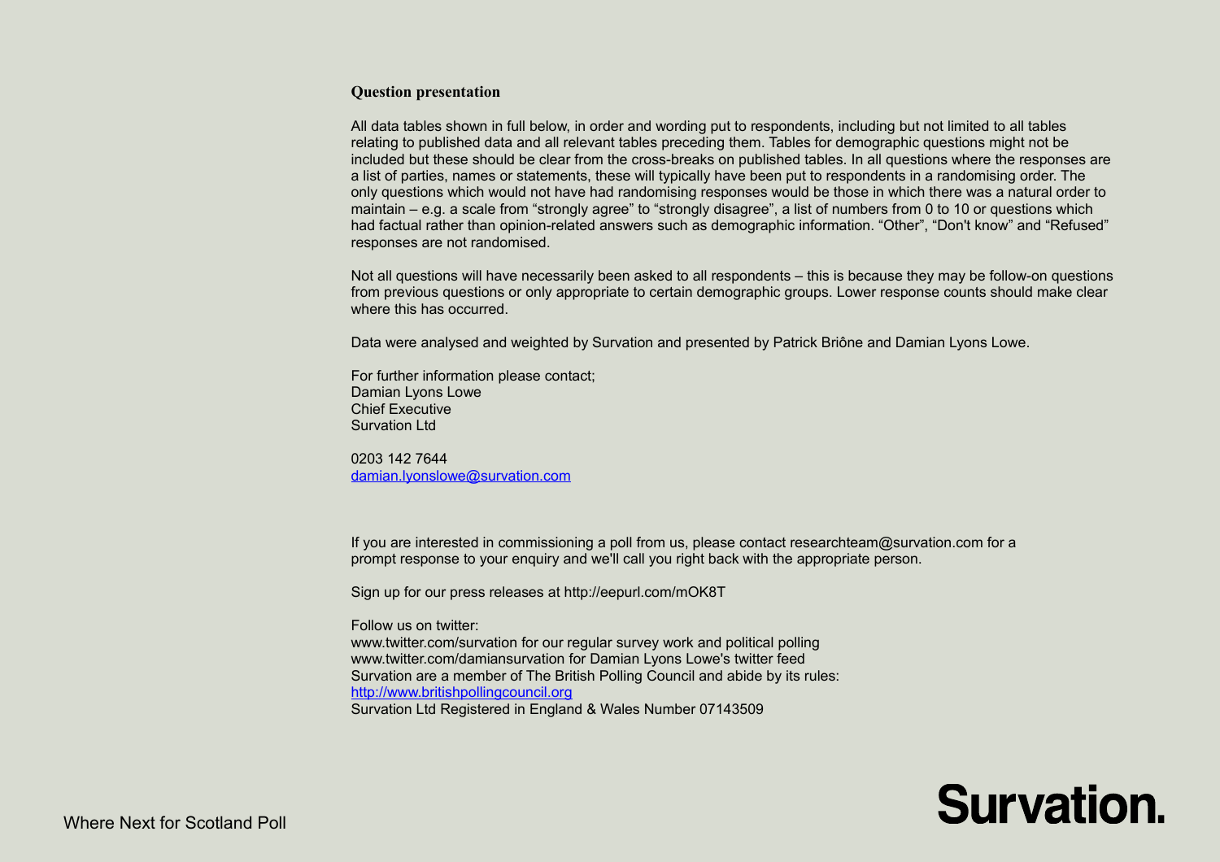## Question presentation

All data tables shown in full below, in order and wording put to respondents, including but not limited to all tables relating to published data and all relevant tables preceding them. Tables for demographic questions might not be included but these should be clear from the cross-breaks on published tables. In all questions where the responses are a list of parties, names or statements, these will typically have been put to respondents in a randomising order. The only questions which would not have had randomising responses would be those in which there was a natural order to maintain – e.g. a scale from “strongly agree” to “strongly disagree”, a list of numbers from 0 to 10 or questions which had factual rather than opinion-related answers such as demographic information. “Other”, “Don't know” and “Refused” responses are not randomised.

Not all questions will have necessarily been asked to all respondents – this is because they may be follow-on questions from previous questions or only appropriate to certain demographic groups. Lower response counts should make clear where this has occurred.

Data were analysed and weighted by Survation and presented by Patrick Briône and Damian Lyons Lowe.

For further information please contact;
Damian Lyons Lowe
Chief Executive
Survation Ltd

0203 142 7644
damian.lyonslowe@survation.com

If you are interested in commissioning a poll from us, please contact researchteam@survation.com for a prompt response to your enquiry and we'll call you right back with the appropriate person.

Sign up for our press releases at http://eepurl.com/mOK8T

Follow us on twitter:
www.twitter.com/survation for our regular survey work and political polling
www.twitter.com/damiansurvation for Damian Lyons Lowe's twitter feed
Survation are a member of The British Polling Council and abide by its rules:
http://www.britishpollingcouncil.org
Survation Ltd Registered in England & Wales Number 07143509

Where Next for Scotland Poll

Survation.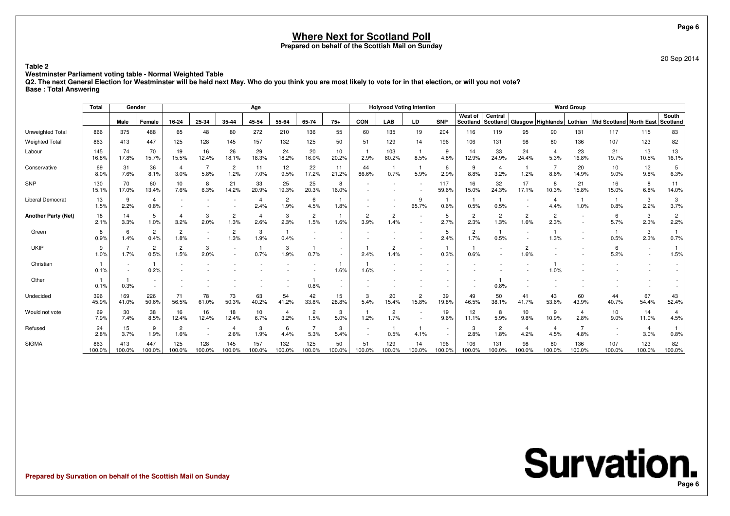# Where Next for Scotland Poll

**Prepared on behalf of the Scottish Mail on Sunday**

20 Sep 2014

**Table 2**
**Westminster Parliament voting table - Normal Weighted Table**
**Q2. The next General Election for Westminster will be held next May. Who do you think you are most likely to vote for in that election, or will you not vote?**
**Base : Total Answering**

| | Total | Gender | | Age | | | | | | | Holyrood Voting Intention | | | | Ward Group | | | | | | | |
|---|---|---|---|---|---|---|---|---|---|---|---|---|---|---|---|---|---|---|---|---|---|---|
| | | Male | Female | 16-24 | 25-34 | 35-44 | 45-54 | 55-64 | 65-74 | 75+ | CON | LAB | LD | SNP | West of Scotland | Central Scotland | Glasgow | Highlands | Lothian | Mid Scotland | North East | South Scotland |
| Unweighted Total | 866 | 375 | 488 | 65 | 48 | 80 | 272 | 210 | 136 | 55 | 60 | 135 | 19 | 204 | 116 | 119 | 95 | 90 | 131 | 117 | 115 | 83 |
| Weighted Total | 863 | 413 | 447 | 125 | 128 | 145 | 157 | 132 | 125 | 50 | 51 | 129 | 14 | 196 | 106 | 131 | 98 | 80 | 136 | 107 | 123 | 82 |
| Labour | 145 | 74 | 70 | 19 | 16 | 26 | 29 | 24 | 20 | 10 | 1 | 103 | 1 | 9 | 14 | 33 | 24 | 4 | 23 | 21 | 13 | 13 |
| | 16.8% | 17.8% | 15.7% | 15.5% | 12.4% | 18.1% | 18.3% | 18.2% | 16.0% | 20.2% | 2.9% | 80.2% | 8.5% | 4.8% | 12.9% | 24.9% | 24.4% | 5.3% | 16.8% | 19.7% | 10.5% | 16.1% |
| Conservative | 69 | 31 | 36 | 4 | 7 | 2 | 11 | 12 | 22 | 11 | 44 | 1 | 1 | 6 | 9 | 4 | 1 | 7 | 20 | 10 | 12 | 5 |
| | 8.0% | 7.6% | 8.1% | 3.0% | 5.8% | 1.2% | 7.0% | 9.5% | 17.2% | 21.2% | 86.6% | 0.7% | 5.9% | 2.9% | 8.8% | 3.2% | 1.2% | 8.6% | 14.9% | 9.0% | 9.8% | 6.3% |
| SNP | 130 | 70 | 60 | 10 | 8 | 21 | 33 | 25 | 25 | 8 | - | - | - | 117 | 16 | 32 | 17 | 8 | 21 | 16 | 8 | 11 |
| | 15.1% | 17.0% | 13.4% | 7.6% | 6.3% | 14.2% | 20.9% | 19.3% | 20.3% | 16.0% | - | - | - | 59.6% | 15.0% | 24.3% | 17.1% | 10.3% | 15.8% | 15.0% | 6.8% | 14.0% |
| Liberal Democrat | 13 | 9 | 4 | - | - | - | 4 | 2 | 6 | 1 | - | - | 9 | 1 | 1 | 1 | - | 4 | 1 | 1 | 3 | 3 |
| | 1.5% | 2.2% | 0.8% | - | - | - | 2.4% | 1.9% | 4.5% | 1.8% | - | - | 65.7% | 0.6% | 0.5% | 0.5% | - | 4.4% | 1.0% | 0.8% | 2.2% | 3.7% |
| **Another Party (Net)** | 18 | 14 | 5 | 4 | 3 | 2 | 4 | 3 | 2 | 1 | 2 | 2 | - | 5 | 2 | 2 | 2 | 2 | - | 6 | 3 | 2 |
| | 2.1% | 3.3% | 1.0% | 3.2% | 2.0% | 1.3% | 2.6% | 2.3% | 1.5% | 1.6% | 3.9% | 1.4% | - | 2.7% | 2.3% | 1.3% | 1.6% | 2.3% | - | 5.7% | 2.3% | 2.2% |
| Green | 8 | 6 | 2 | 2 | - | 2 | 3 | 1 | - | - | - | - | - | 5 | 2 | 1 | - | 1 | - | 1 | 3 | 1 |
| | 0.9% | 1.4% | 0.4% | 1.8% | - | 1.3% | 1.9% | 0.4% | - | - | - | - | - | 2.4% | 1.7% | 0.5% | - | 1.3% | - | 0.5% | 2.3% | 0.7% |
| UKIP | 9 | 7 | 2 | 2 | 3 | - | 1 | 3 | 1 | - | 1 | 2 | - | 1 | 1 | - | 2 | - | - | 6 | - | 1 |
| | 1.0% | 1.7% | 0.5% | 1.5% | 2.0% | - | 0.7% | 1.9% | 0.7% | - | 2.4% | 1.4% | - | 0.3% | 0.6% | - | 1.6% | - | - | 5.2% | - | 1.5% |
| Christian | 1 | - | 1 | - | - | - | - | - | - | 1 | 1 | - | - | - | - | - | - | 1 | - | - | - | - |
| | 0.1% | - | 0.2% | - | - | - | - | - | - | 1.6% | 1.6% | - | - | - | - | - | - | 1.0% | - | - | - | - |
| Other | 1 | 1 | - | - | - | - | - | - | 1 | - | - | - | - | - | - | 1 | - | - | - | - | - | - |
| | 0.1% | 0.3% | - | - | - | - | - | - | 0.8% | - | - | - | - | - | - | 0.8% | - | - | - | - | - | - |
| Undecided | 396 | 169 | 226 | 71 | 78 | 73 | 63 | 54 | 42 | 15 | 3 | 20 | 2 | 39 | 49 | 50 | 41 | 43 | 60 | 44 | 67 | 43 |
| | 45.9% | 41.0% | 50.6% | 56.5% | 61.0% | 50.3% | 40.2% | 41.2% | 33.8% | 28.8% | 5.4% | 15.4% | 15.8% | 19.8% | 46.5% | 38.1% | 41.7% | 53.6% | 43.9% | 40.7% | 54.4% | 52.4% |
| Would not vote | 69 | 30 | 38 | 16 | 16 | 18 | 10 | 4 | 2 | 3 | 1 | 2 | - | 19 | 12 | 8 | 10 | 9 | 4 | 10 | 14 | 4 |
| | 7.9% | 7.4% | 8.5% | 12.4% | 12.4% | 12.4% | 6.7% | 3.2% | 1.5% | 5.0% | 1.2% | 1.7% | - | 9.6% | 11.1% | 5.9% | 9.8% | 10.9% | 2.8% | 9.0% | 11.0% | 4.5% |
| Refused | 24 | 15 | 9 | 2 | - | 4 | 3 | 6 | 7 | 3 | - | 1 | 1 | - | 3 | 2 | 4 | 4 | 7 | - | 4 | 1 |
| | 2.8% | 3.7% | 1.9% | 1.6% | - | 2.6% | 1.9% | 4.4% | 5.3% | 5.4% | - | 0.5% | 4.1% | - | 2.8% | 1.8% | 4.2% | 4.5% | 4.8% | - | 3.0% | 0.8% |
| SIGMA | 863 | 413 | 447 | 125 | 128 | 145 | 157 | 132 | 125 | 50 | 51 | 129 | 14 | 196 | 106 | 131 | 98 | 80 | 136 | 107 | 123 | 82 |
| | 100.0% | 100.0% | 100.0% | 100.0% | 100.0% | 100.0% | 100.0% | 100.0% | 100.0% | 100.0% | 100.0% | 100.0% | 100.0% | 100.0% | 100.0% | 100.0% | 100.0% | 100.0% | 100.0% | 100.0% | 100.0% | 100.0% |

**Prepared by Survation on behalf of the Scottish Mail on Sunday**

Survation.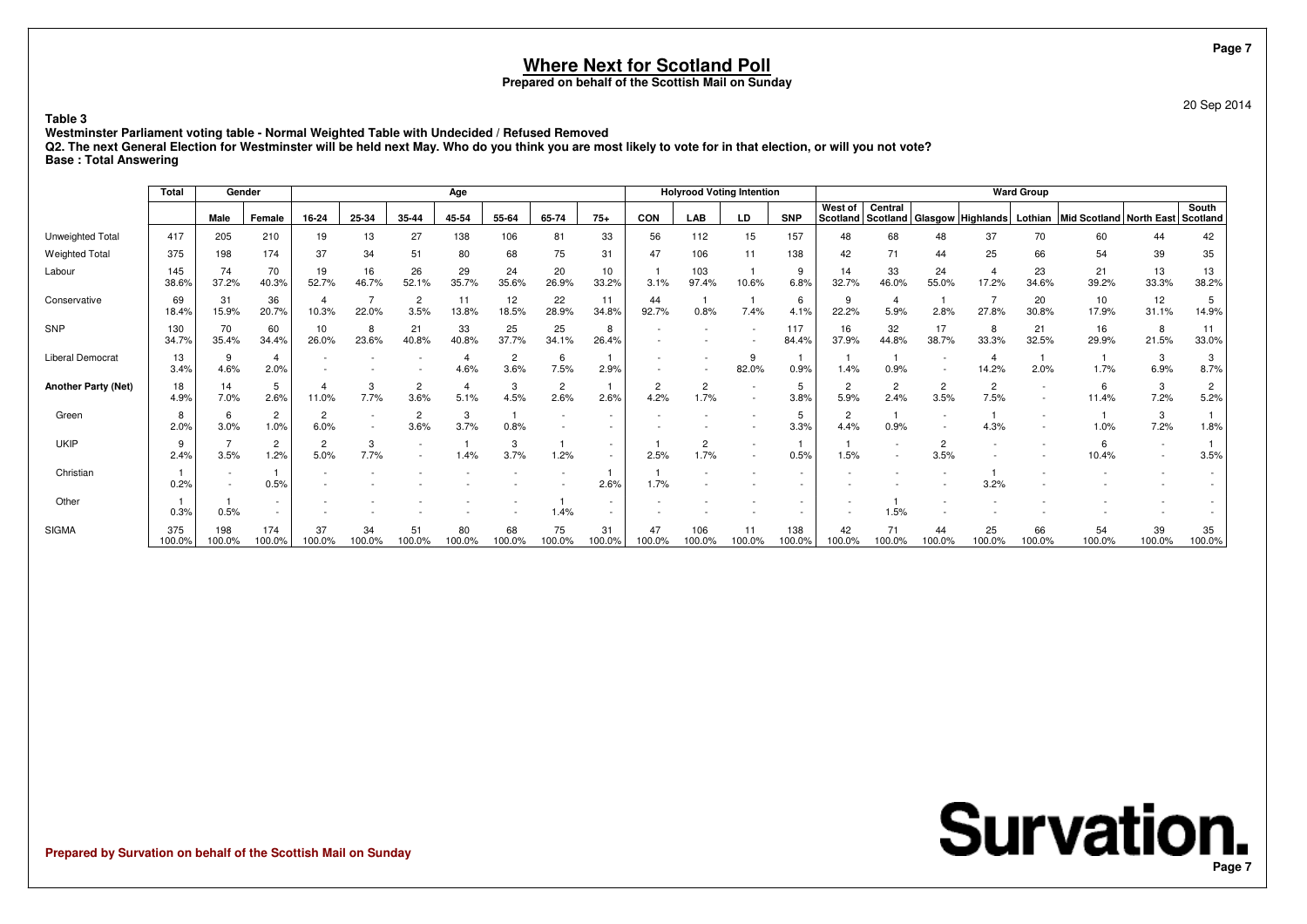# Where Next for Scotland Poll

**Prepared on behalf of the Scottish Mail on Sunday**

20 Sep 2014

**Table 3**

**Westminster Parliament voting table - Normal Weighted Table with Undecided / Refused Removed**

**Q2. The next General Election for Westminster will be held next May. Who do you think you are most likely to vote for in that election, or will you not vote?**

**Base : Total Answering**

| | Total | Gender | | Age | | | | | | | | Holyrood Voting Intention | | | | Ward Group | | | | | | | |
|---|---|---|---|---|---|---|---|---|---|---|---|---|---|---|---|---|---|---|---|---|---|---|---|
| | | Male | Female | 16-24 | 25-34 | 35-44 | 45-54 | 55-64 | 65-74 | 75+ | CON | LAB | LD | SNP | West of Scotland | Central Scotland | Glasgow | Highlands | Lothian | Mid Scotland | North East | South Scotland |
| Unweighted Total | 417 | 205 | 210 | 19 | 13 | 27 | 138 | 106 | 81 | 33 | 56 | 112 | 15 | 157 | 48 | 68 | 48 | 37 | 70 | 60 | 44 | 42 |
| Weighted Total | 375 | 198 | 174 | 37 | 34 | 51 | 80 | 68 | 75 | 31 | 47 | 106 | 11 | 138 | 42 | 71 | 44 | 25 | 66 | 54 | 39 | 35 |
| Labour | 145 | 74 | 70 | 19 | 16 | 26 | 29 | 24 | 20 | 10 | 1 | 103 | 1 | 9 | 14 | 33 | 24 | 4 | 23 | 21 | 13 | 13 |
| | 38.6% | 37.2% | 40.3% | 52.7% | 46.7% | 52.1% | 35.7% | 35.6% | 26.9% | 33.2% | 3.1% | 97.4% | 10.6% | 6.8% | 32.7% | 46.0% | 55.0% | 17.2% | 34.6% | 39.2% | 33.3% | 38.2% |
| Conservative | 69 | 31 | 36 | 4 | 7 | 2 | 11 | 12 | 22 | 11 | 44 | 1 | 1 | 6 | 9 | 4 | 1 | 7 | 20 | 10 | 12 | 5 |
| | 18.4% | 15.9% | 20.7% | 10.3% | 22.0% | 3.5% | 13.8% | 18.5% | 28.9% | 34.8% | 92.7% | 0.8% | 7.4% | 4.1% | 22.2% | 5.9% | 2.8% | 27.8% | 30.8% | 17.9% | 31.1% | 14.9% |
| SNP | 130 | 70 | 60 | 10 | 8 | 21 | 33 | 25 | 25 | 8 | - | - | - | 117 | 16 | 32 | 17 | 8 | 21 | 16 | 8 | 11 |
| | 34.7% | 35.4% | 34.4% | 26.0% | 23.6% | 40.8% | 40.8% | 37.7% | 34.1% | 26.4% | - | - | - | 84.4% | 37.9% | 44.8% | 38.7% | 33.3% | 32.5% | 29.9% | 21.5% | 33.0% |
| Liberal Democrat | 13 | 9 | 4 | - | - | - | 4 | 2 | 6 | 1 | - | - | 9 | 1 | 1 | 1 | - | 4 | 1 | 1 | 3 | 3 |
| | 3.4% | 4.6% | 2.0% | - | - | - | 4.6% | 3.6% | 7.5% | 2.9% | - | - | 82.0% | 0.9% | 1.4% | 0.9% | - | 14.2% | 2.0% | 1.7% | 6.9% | 8.7% |
| **Another Party (Net)** | 18 | 14 | 5 | 4 | 3 | 2 | 4 | 3 | 2 | 1 | 2 | 2 | - | 5 | 2 | 2 | 2 | 2 | - | 6 | 3 | 2 |
| | 4.9% | 7.0% | 2.6% | 11.0% | 7.7% | 3.6% | 5.1% | 4.5% | 2.6% | 2.6% | 4.2% | 1.7% | - | 3.8% | 5.9% | 2.4% | 3.5% | 7.5% | - | 11.4% | 7.2% | 5.2% |
| Green | 8 | 6 | 2 | 2 | - | 2 | 3 | 1 | - | - | - | - | - | 5 | 2 | 1 | - | 1 | - | 1 | 3 | 1 |
| | 2.0% | 3.0% | 1.0% | 6.0% | - | 3.6% | 3.7% | 0.8% | - | - | - | - | - | 3.3% | 4.4% | 0.9% | - | 4.3% | - | 1.0% | 7.2% | 1.8% |
| UKIP | 9 | 7 | 2 | 2 | 3 | - | 1 | 3 | 1 | - | 1 | 2 | - | 1 | 1 | - | 2 | - | - | 6 | - | 1 |
| | 2.4% | 3.5% | 1.2% | 5.0% | 7.7% | - | 1.4% | 3.7% | 1.2% | - | 2.5% | 1.7% | - | 0.5% | 1.5% | - | 3.5% | - | - | 10.4% | - | 3.5% |
| Christian | 1 | - | 1 | - | - | - | - | - | - | 1 | 1 | - | - | - | - | - | - | 1 | - | - | - | - |
| | 0.2% | - | 0.5% | - | - | - | - | - | - | 2.6% | 1.7% | - | - | - | - | - | - | 3.2% | - | - | - | - |
| Other | 1 | 1 | - | - | - | - | - | - | 1 | - | - | - | - | - | - | 1 | - | - | - | - | - | - |
| | 0.3% | 0.5% | - | - | - | - | - | - | 1.4% | - | - | - | - | - | - | 1.5% | - | - | - | - | - | - |
| SIGMA | 375 | 198 | 174 | 37 | 34 | 51 | 80 | 68 | 75 | 31 | 47 | 106 | 11 | 138 | 42 | 71 | 44 | 25 | 66 | 54 | 39 | 35 |
| | 100.0% | 100.0% | 100.0% | 100.0% | 100.0% | 100.0% | 100.0% | 100.0% | 100.0% | 100.0% | 100.0% | 100.0% | 100.0% | 100.0% | 100.0% | 100.0% | 100.0% | 100.0% | 100.0% | 100.0% | 100.0% | 100.0% |

Prepared by Survation on behalf of the Scottish Mail on Sunday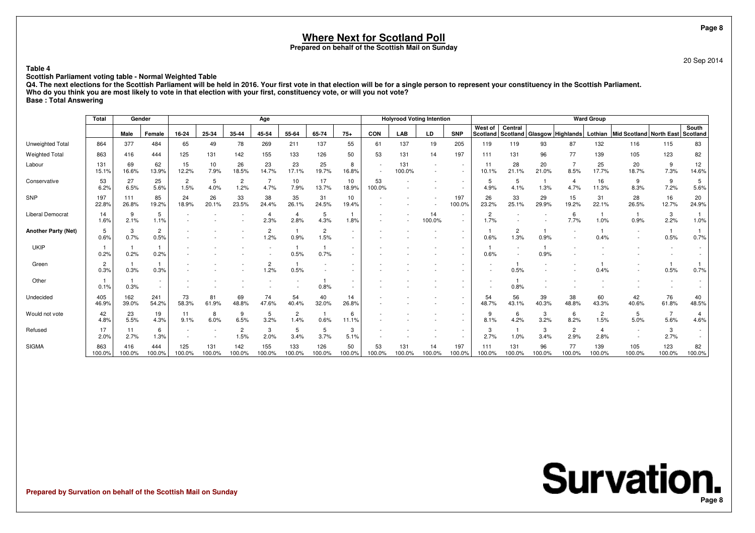# Where Next for Scotland Poll

**Prepared on behalf of the Scottish Mail on Sunday**

20 Sep 2014

**Table 4**

**Scottish Parliament voting table - Normal Weighted Table**

**Q4. The next elections for the Scottish Parliament will be held in 2016. Your first vote in that election will be for a single person to represent your constituency in the Scottish Parliament. Who do you think you are most likely to vote in that election with your first, constituency vote, or will you not vote?**

**Base : Total Answering**

| | Total | Gender | | Age | | | | | | | Holyrood Voting Intention | | | | Ward Group | | | | | | | |
|---|---|---|---|---|---|---|---|---|---|---|---|---|---|---|---|---|---|---|---|---|---|---|
| | | Male | Female | 16-24 | 25-34 | 35-44 | 45-54 | 55-64 | 65-74 | 75+ | CON | LAB | LD | SNP | West of Scotland | Central Scotland | Glasgow | Highlands | Lothian | Mid Scotland | North East | South Scotland |
| Unweighted Total | 864 | 377 | 484 | 65 | 49 | 78 | 269 | 211 | 137 | 55 | 61 | 137 | 19 | 205 | 119 | 119 | 93 | 87 | 132 | 116 | 115 | 83 |
| Weighted Total | 863 | 416 | 444 | 125 | 131 | 142 | 155 | 133 | 126 | 50 | 53 | 131 | 14 | 197 | 111 | 131 | 96 | 77 | 139 | 105 | 123 | 82 |
| Labour | 131 | 69 | 62 | 15 | 10 | 26 | 23 | 23 | 25 | 8 | - | 131 | - | - | 11 | 28 | 20 | 7 | 25 | 20 | 9 | 12 |
| | 15.1% | 16.6% | 13.9% | 12.2% | 7.9% | 18.5% | 14.7% | 17.1% | 19.7% | 16.8% | - | 100.0% | - | - | 10.1% | 21.1% | 21.0% | 8.5% | 17.7% | 18.7% | 7.3% | 14.6% |
| Conservative | 53 | 27 | 25 | 2 | 5 | 2 | 7 | 10 | 17 | 10 | 53 | - | - | - | 5 | 5 | 1 | 4 | 16 | 9 | 9 | 5 |
| | 6.2% | 6.5% | 5.6% | 1.5% | 4.0% | 1.2% | 4.7% | 7.9% | 13.7% | 18.9% | 100.0% | - | - | - | 4.9% | 4.1% | 1.3% | 4.7% | 11.3% | 8.3% | 7.2% | 5.6% |
| SNP | 197 | 111 | 85 | 24 | 26 | 33 | 38 | 35 | 31 | 10 | - | - | - | 197 | 26 | 33 | 29 | 15 | 31 | 28 | 16 | 20 |
| | 22.8% | 26.8% | 19.2% | 18.9% | 20.1% | 23.5% | 24.4% | 26.1% | 24.5% | 19.4% | - | - | - | 100.0% | 23.2% | 25.1% | 29.9% | 19.2% | 22.1% | 26.5% | 12.7% | 24.9% |
| Liberal Democrat | 14 | 9 | 5 | - | - | - | 4 | 4 | 5 | 1 | - | - | 14 | - | 2 | - | - | 6 | 1 | 1 | 3 | 1 |
| | 1.6% | 2.1% | 1.1% | - | - | - | 2.3% | 2.8% | 4.3% | 1.8% | - | - | 100.0% | - | 1.7% | - | - | 7.7% | 1.0% | 0.9% | 2.2% | 1.0% |
| **Another Party (Net)** | 5 | 3 | 2 | - | - | - | 2 | 1 | 2 | - | - | - | - | - | 1 | 2 | 1 | - | 1 | - | 1 | 1 |
| | 0.6% | 0.7% | 0.5% | - | - | - | 1.2% | 0.9% | 1.5% | - | - | - | - | - | 0.6% | 1.3% | 0.9% | - | 0.4% | - | 0.5% | 0.7% |
| UKIP | 1 | 1 | 1 | - | - | - | - | 1 | 1 | - | - | - | - | - | 1 | - | 1 | - | - | - | - | - |
| | 0.2% | 0.2% | 0.2% | - | - | - | - | 0.5% | 0.7% | - | - | - | - | - | 0.6% | - | 0.9% | - | - | - | - | - |
| Green | 2 | 1 | 1 | - | - | - | 2 | 1 | - | - | - | - | - | - | - | 1 | - | - | 1 | - | 1 | 1 |
| | 0.3% | 0.3% | 0.3% | - | - | - | 1.2% | 0.5% | - | - | - | - | - | - | - | 0.5% | - | - | 0.4% | - | 0.5% | 0.7% |
| Other | 1 | 1 | - | - | - | - | - | - | 1 | - | - | - | - | - | - | 1 | - | - | - | - | - | - |
| | 0.1% | 0.3% | - | - | - | - | - | - | 0.8% | - | - | - | - | - | - | 0.8% | - | - | - | - | - | - |
| Undecided | 405 | 162 | 241 | 73 | 81 | 69 | 74 | 54 | 40 | 14 | - | - | - | - | 54 | 56 | 39 | 38 | 60 | 42 | 76 | 40 |
| | 46.9% | 39.0% | 54.2% | 58.3% | 61.9% | 48.8% | 47.6% | 40.4% | 32.0% | 26.8% | - | - | - | - | 48.7% | 43.1% | 40.3% | 48.8% | 43.3% | 40.6% | 61.8% | 48.5% |
| Would not vote | 42 | 23 | 19 | 11 | 8 | 9 | 5 | 2 | 1 | 6 | - | - | - | - | 9 | 6 | 3 | 6 | 2 | 5 | 7 | 4 |
| | 4.8% | 5.5% | 4.3% | 9.1% | 6.0% | 6.5% | 3.2% | 1.4% | 0.6% | 11.1% | - | - | - | - | 8.1% | 4.2% | 3.2% | 8.2% | 1.5% | 5.0% | 5.6% | 4.6% |
| Refused | 17 | 11 | 6 | - | - | 2 | 3 | 5 | 5 | 3 | - | - | - | - | 3 | 1 | 3 | 2 | 4 | - | 3 | - |
| | 2.0% | 2.7% | 1.3% | - | - | 1.5% | 2.0% | 3.4% | 3.7% | 5.1% | - | - | - | - | 2.7% | 1.0% | 3.4% | 2.9% | 2.8% | - | 2.7% | - |
| SIGMA | 863 | 416 | 444 | 125 | 131 | 142 | 155 | 133 | 126 | 50 | 53 | 131 | 14 | 197 | 111 | 131 | 96 | 77 | 139 | 105 | 123 | 82 |
| | 100.0% | 100.0% | 100.0% | 100.0% | 100.0% | 100.0% | 100.0% | 100.0% | 100.0% | 100.0% | 100.0% | 100.0% | 100.0% | 100.0% | 100.0% | 100.0% | 100.0% | 100.0% | 100.0% | 100.0% | 100.0% | 100.0% |

Prepared by Survation on behalf of the Scottish Mail on Sunday

Survation.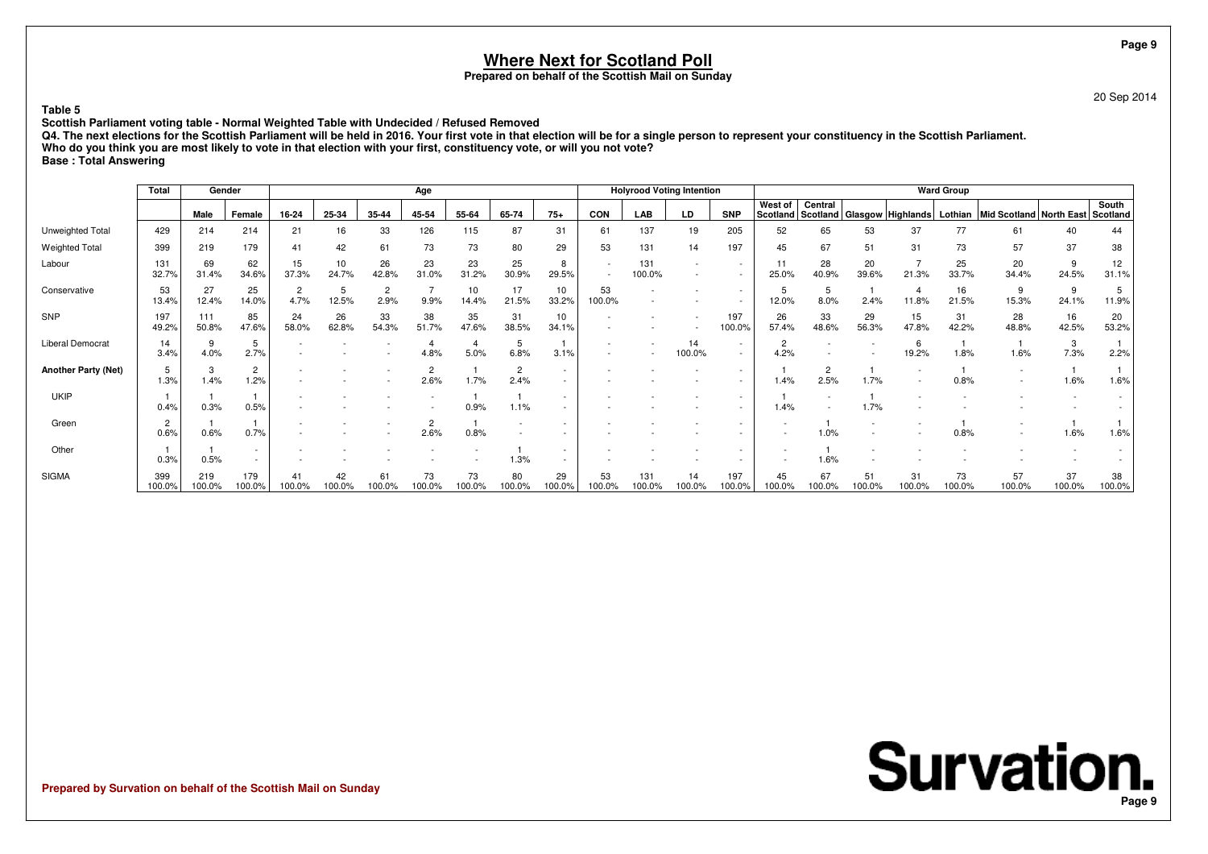# Where Next for Scotland Poll

**Prepared on behalf of the Scottish Mail on Sunday**

20 Sep 2014

**Table 5**

**Scottish Parliament voting table - Normal Weighted Table with Undecided / Refused Removed**

**Q4. The next elections for the Scottish Parliament will be held in 2016. Your first vote in that election will be for a single person to represent your constituency in the Scottish Parliament. Who do you think you are most likely to vote in that election with your first, constituency vote, or will you not vote?**

**Base : Total Answering**

| | Total | Gender | | Age | | | | | | | | Holyrood Voting Intention | | | | Ward Group | | | | | | | |
|---|---|---|---|---|---|---|---|---|---|---|---|---|---|---|---|---|---|---|---|---|---|---|---|
| | | Male | Female | 16-24 | 25-34 | 35-44 | 45-54 | 55-64 | 65-74 | 75+ | CON | LAB | LD | SNP | West of Scotland | Central Scotland | Glasgow | Highlands | Lothian | Mid Scotland | North East | South Scotland |
| Unweighted Total | 429 | 214 | 214 | 21 | 16 | 33 | 126 | 115 | 87 | 31 | 61 | 137 | 19 | 205 | 52 | 65 | 53 | 37 | 77 | 61 | 40 | 44 |
| Weighted Total | 399 | 219 | 179 | 41 | 42 | 61 | 73 | 73 | 80 | 29 | 53 | 131 | 14 | 197 | 45 | 67 | 51 | 31 | 73 | 57 | 37 | 38 |
| Labour | 131 | 69 | 62 | 15 | 10 | 26 | 23 | 23 | 25 | 8 | - | 131 | - | - | 11 | 28 | 20 | 7 | 25 | 20 | 9 | 12 |
| | 32.7% | 31.4% | 34.6% | 37.3% | 24.7% | 42.8% | 31.0% | 31.2% | 30.9% | 29.5% | - | 100.0% | - | - | 25.0% | 40.9% | 39.6% | 21.3% | 33.7% | 34.4% | 24.5% | 31.1% |
| Conservative | 53 | 27 | 25 | 2 | 5 | 2 | 7 | 10 | 17 | 10 | 53 | - | - | - | 5 | 5 | 1 | 4 | 16 | 9 | 9 | 5 |
| | 13.4% | 12.4% | 14.0% | 4.7% | 12.5% | 2.9% | 9.9% | 14.4% | 21.5% | 33.2% | 100.0% | - | - | - | 12.0% | 8.0% | 2.4% | 11.8% | 21.5% | 15.3% | 24.1% | 11.9% |
| SNP | 197 | 111 | 85 | 24 | 26 | 33 | 38 | 35 | 31 | 10 | - | - | - | 197 | 26 | 33 | 29 | 15 | 31 | 28 | 16 | 20 |
| | 49.2% | 50.8% | 47.6% | 58.0% | 62.8% | 54.3% | 51.7% | 47.6% | 38.5% | 34.1% | - | - | - | 100.0% | 57.4% | 48.6% | 56.3% | 47.8% | 42.2% | 48.8% | 42.5% | 53.2% |
| Liberal Democrat | 14 | 9 | 5 | - | - | - | 4 | 4 | 5 | 1 | - | - | 14 | - | 2 | - | - | 6 | 1 | 1 | 3 | 1 |
| | 3.4% | 4.0% | 2.7% | - | - | - | 4.8% | 5.0% | 6.8% | 3.1% | - | - | 100.0% | - | 4.2% | - | - | 19.2% | 1.8% | 1.6% | 7.3% | 2.2% |
| **Another Party (Net)** | 5 | 3 | 2 | - | - | - | 2 | 1 | 2 | - | - | - | - | - | 1 | 2 | 1 | - | 1 | - | 1 | 1 |
| | 1.3% | 1.4% | 1.2% | - | - | - | 2.6% | 1.7% | 2.4% | - | - | - | - | - | 1.4% | 2.5% | 1.7% | - | 0.8% | - | 1.6% | 1.6% |
| UKIP | 1 | 1 | 1 | - | - | - | - | 1 | 1 | - | - | - | - | - | 1 | - | 1 | - | - | - | - | - |
| | 0.4% | 0.3% | 0.5% | - | - | - | - | 0.9% | 1.1% | - | - | - | - | - | 1.4% | - | 1.7% | - | - | - | - | - |
| Green | 2 | 1 | 1 | - | - | - | 2 | 1 | - | - | - | - | - | - | - | 1 | - | - | 1 | - | 1 | 1 |
| | 0.6% | 0.6% | 0.7% | - | - | - | 2.6% | 0.8% | - | - | - | - | - | - | - | 1.0% | - | - | 0.8% | - | 1.6% | 1.6% |
| Other | 1 | 1 | - | - | - | - | - | - | 1 | - | - | - | - | - | - | 1 | - | - | - | - | - | - |
| | 0.3% | 0.5% | - | - | - | - | - | - | 1.3% | - | - | - | - | - | - | 1.6% | - | - | - | - | - | - |
| SIGMA | 399 | 219 | 179 | 41 | 42 | 61 | 73 | 73 | 80 | 29 | 53 | 131 | 14 | 197 | 45 | 67 | 51 | 31 | 73 | 57 | 37 | 38 |
| | 100.0% | 100.0% | 100.0% | 100.0% | 100.0% | 100.0% | 100.0% | 100.0% | 100.0% | 100.0% | 100.0% | 100.0% | 100.0% | 100.0% | 100.0% | 100.0% | 100.0% | 100.0% | 100.0% | 100.0% | 100.0% | 100.0% |

**Prepared by Survation on behalf of the Scottish Mail on Sunday**

**Survation.**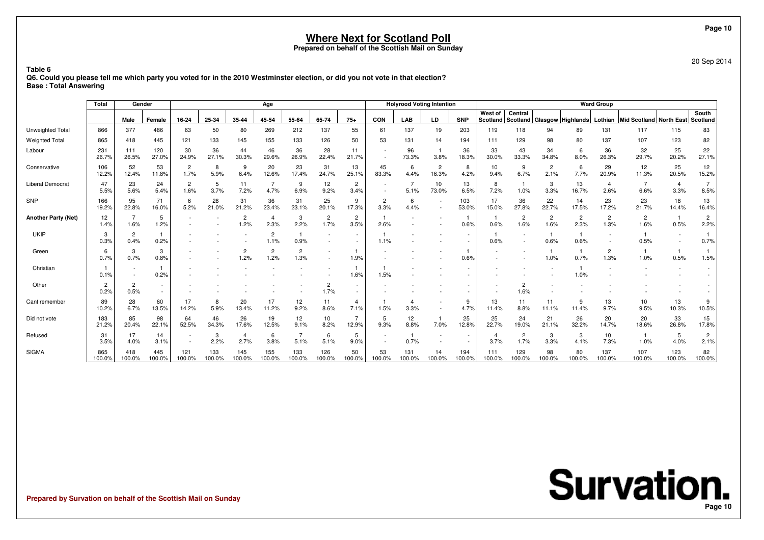# Where Next for Scotland Poll

**Prepared on behalf of the Scottish Mail on Sunday**

20 Sep 2014

**Table 6**

**Q6. Could you please tell me which party you voted for in the 2010 Westminster election, or did you not vote in that election?**

**Base : Total Answering**

| | Total | Gender | | Age | | | | | | | Holyrood Voting Intention | | | | Ward Group | | | | | | | |
|---|---|---|---|---|---|---|---|---|---|---|---|---|---|---|---|---|---|---|---|---|---|---|
| | | Male | Female | 16-24 | 25-34 | 35-44 | 45-54 | 55-64 | 65-74 | 75+ | CON | LAB | LD | SNP | West of Scotland | Central Scotland | Glasgow | Highlands | Lothian | Mid Scotland | North East | South Scotland |
| Unweighted Total | 866 | 377 | 486 | 63 | 50 | 80 | 269 | 212 | 137 | 55 | 61 | 137 | 19 | 203 | 119 | 118 | 94 | 89 | 131 | 117 | 115 | 83 |
| Weighted Total | 865 | 418 | 445 | 121 | 133 | 145 | 155 | 133 | 126 | 50 | 53 | 131 | 14 | 194 | 111 | 129 | 98 | 80 | 137 | 107 | 123 | 82 |
| Labour | 231 | 111 | 120 | 30 | 36 | 44 | 46 | 36 | 28 | 11 | - | 96 | 1 | 36 | 33 | 43 | 34 | 6 | 36 | 32 | 25 | 22 |
| | 26.7% | 26.5% | 27.0% | 24.9% | 27.1% | 30.3% | 29.6% | 26.9% | 22.4% | 21.7% | - | 73.3% | 3.8% | 18.3% | 30.0% | 33.3% | 34.8% | 8.0% | 26.3% | 29.7% | 20.2% | 27.1% |
| Conservative | 106 | 52 | 53 | 2 | 8 | 9 | 20 | 23 | 31 | 13 | 45 | 6 | 2 | 8 | 10 | 9 | 2 | 6 | 29 | 12 | 25 | 12 |
| | 12.2% | 12.4% | 11.8% | 1.7% | 5.9% | 6.4% | 12.6% | 17.4% | 24.7% | 25.1% | 83.3% | 4.4% | 16.3% | 4.2% | 9.4% | 6.7% | 2.1% | 7.7% | 20.9% | 11.3% | 20.5% | 15.2% |
| Liberal Democrat | 47 | 23 | 24 | 2 | 5 | 11 | 7 | 9 | 12 | 2 | - | 7 | 10 | 13 | 8 | 1 | 3 | 13 | 4 | 7 | 4 | 7 |
| | 5.5% | 5.6% | 5.4% | 1.6% | 3.7% | 7.2% | 4.7% | 6.9% | 9.2% | 3.4% | - | 5.1% | 73.0% | 6.5% | 7.2% | 1.0% | 3.3% | 16.7% | 2.6% | 6.6% | 3.3% | 8.5% |
| SNP | 166 | 95 | 71 | 6 | 28 | 31 | 36 | 31 | 25 | 9 | 2 | 6 | - | 103 | 17 | 36 | 22 | 14 | 23 | 23 | 18 | 13 |
| | 19.2% | 22.8% | 16.0% | 5.2% | 21.0% | 21.2% | 23.4% | 23.1% | 20.1% | 17.3% | 3.3% | 4.4% | - | 53.0% | 15.0% | 27.8% | 22.7% | 17.5% | 17.2% | 21.7% | 14.4% | 16.4% |
| **Another Party (Net)** | 12 | 7 | 5 | - | - | 2 | 4 | 3 | 2 | 2 | 1 | - | - | 1 | 1 | 2 | 2 | 2 | 2 | 2 | 1 | 2 |
| | 1.4% | 1.6% | 1.2% | - | - | 1.2% | 2.3% | 2.2% | 1.7% | 3.5% | 2.6% | - | - | 0.6% | 0.6% | 1.6% | 1.6% | 2.3% | 1.3% | 1.6% | 0.5% | 2.2% |
| UKIP | 3 | 2 | 1 | - | - | - | 2 | 1 | - | - | 1 | - | - | - | 1 | - | 1 | 1 | - | 1 | - | 1 |
| | 0.3% | 0.4% | 0.2% | - | - | - | 1.1% | 0.9% | - | - | 1.1% | - | - | - | 0.6% | - | 0.6% | 0.6% | - | 0.5% | - | 0.7% |
| Green | 6 | 3 | 3 | - | - | 2 | 2 | 2 | - | 1 | - | - | - | 1 | - | - | 1 | 1 | 2 | 1 | 1 | 1 |
| | 0.7% | 0.7% | 0.8% | - | - | 1.2% | 1.2% | 1.3% | - | 1.9% | - | - | - | 0.6% | - | - | 1.0% | 0.7% | 1.3% | 1.0% | 0.5% | 1.5% |
| Christian | 1 | - | 1 | - | - | - | - | - | - | 1 | 1 | - | - | - | - | - | - | 1 | - | - | - | - |
| | 0.1% | - | 0.2% | - | - | - | - | - | - | 1.6% | 1.5% | - | - | - | - | - | - | 1.0% | - | - | - | - |
| Other | 2 | 2 | - | - | - | - | - | - | 2 | - | - | - | - | - | - | 2 | - | - | - | - | - | - |
| | 0.2% | 0.5% | - | - | - | - | - | - | 1.7% | - | - | - | - | - | - | 1.6% | - | - | - | - | - | - |
| Cant remember | 89 | 28 | 60 | 17 | 8 | 20 | 17 | 12 | 11 | 4 | 1 | 4 | - | 9 | 13 | 11 | 11 | 9 | 13 | 10 | 13 | 9 |
| | 10.2% | 6.7% | 13.5% | 14.2% | 5.9% | 13.4% | 11.2% | 9.2% | 8.6% | 7.1% | 1.5% | 3.3% | - | 4.7% | 11.4% | 8.8% | 11.1% | 11.4% | 9.7% | 9.5% | 10.3% | 10.5% |
| Did not vote | 183 | 85 | 98 | 64 | 46 | 26 | 19 | 12 | 10 | 7 | 5 | 12 | 1 | 25 | 25 | 24 | 21 | 26 | 20 | 20 | 33 | 15 |
| | 21.2% | 20.4% | 22.1% | 52.5% | 34.3% | 17.6% | 12.5% | 9.1% | 8.2% | 12.9% | 9.3% | 8.8% | 7.0% | 12.8% | 22.7% | 19.0% | 21.1% | 32.2% | 14.7% | 18.6% | 26.8% | 17.8% |
| Refused | 31 | 17 | 14 | - | 3 | 4 | 6 | 7 | 6 | 5 | - | 1 | - | - | 4 | 2 | 3 | 3 | 10 | 1 | 5 | 2 |
| | 3.5% | 4.0% | 3.1% | - | 2.2% | 2.7% | 3.8% | 5.1% | 5.1% | 9.0% | - | 0.7% | - | - | 3.7% | 1.7% | 3.3% | 4.1% | 7.3% | 1.0% | 4.0% | 2.1% |
| SIGMA | 865 | 418 | 445 | 121 | 133 | 145 | 155 | 133 | 126 | 50 | 53 | 131 | 14 | 194 | 111 | 129 | 98 | 80 | 137 | 107 | 123 | 82 |
| | 100.0% | 100.0% | 100.0% | 100.0% | 100.0% | 100.0% | 100.0% | 100.0% | 100.0% | 100.0% | 100.0% | 100.0% | 100.0% | 100.0% | 100.0% | 100.0% | 100.0% | 100.0% | 100.0% | 100.0% | 100.0% | 100.0% |

**Prepared by Survation on behalf of the Scottish Mail on Sunday**

**Survation.**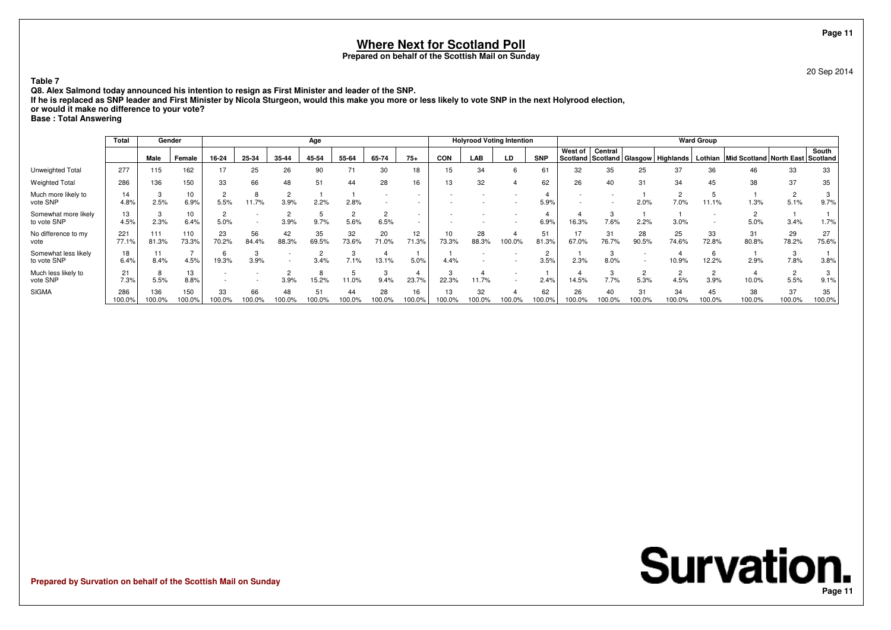# Where Next for Scotland Poll

**Prepared on behalf of the Scottish Mail on Sunday**

20 Sep 2014

**Table 7**

**Q8. Alex Salmond today announced his intention to resign as First Minister and leader of the SNP.**
**If he is replaced as SNP leader and First Minister by Nicola Sturgeon, would this make you more or less likely to vote SNP in the next Holyrood election, or would it make no difference to your vote?**
**Base : Total Answering**

| | Total | Gender | | Age | | | | | | | Holyrood Voting Intention | | | | Ward Group | | | | | | | |
|---|---|---|---|---|---|---|---|---|---|---|---|---|---|---|---|---|---|---|---|---|---|---|
| | | Male | Female | 16-24 | 25-34 | 35-44 | 45-54 | 55-64 | 65-74 | 75+ | CON | LAB | LD | SNP | West of Scotland | Central Scotland | Glasgow | Highlands | Lothian | Mid Scotland | North East | South Scotland |
| Unweighted Total | 277 | 115 | 162 | 17 | 25 | 26 | 90 | 71 | 30 | 18 | 15 | 34 | 6 | 61 | 32 | 35 | 25 | 37 | 36 | 46 | 33 | 33 |
| Weighted Total | 286 | 136 | 150 | 33 | 66 | 48 | 51 | 44 | 28 | 16 | 13 | 32 | 4 | 62 | 26 | 40 | 31 | 34 | 45 | 38 | 37 | 35 |
| Much more likely to vote SNP | 14<br>4.8% | 3<br>2.5% | 10<br>6.9% | 2<br>5.5% | 8<br>11.7% | 2<br>3.9% | 1<br>2.2% | 1<br>2.8% | - | - | - | - | - | 4<br>5.9% | - | - | 1<br>2.0% | 2<br>7.0% | 5<br>11.1% | 1<br>1.3% | 2<br>5.1% | 3<br>9.7% |
| Somewhat more likely to vote SNP | 13<br>4.5% | 3<br>2.3% | 10<br>6.4% | 2<br>5.0% | - | 2<br>3.9% | 5<br>9.7% | 2<br>5.6% | 2<br>6.5% | - | - | - | - | 4<br>6.9% | 4<br>16.3% | 3<br>7.6% | 1<br>2.2% | 1<br>3.0% | - | 2<br>5.0% | 1<br>3.4% | 1<br>1.7% |
| No difference to my vote | 221<br>77.1% | 111<br>81.3% | 110<br>73.3% | 23<br>70.2% | 56<br>84.4% | 42<br>88.3% | 35<br>69.5% | 32<br>73.6% | 20<br>71.0% | 12<br>71.3% | 10<br>73.3% | 28<br>88.3% | 4<br>100.0% | 51<br>81.3% | 17<br>67.0% | 31<br>76.7% | 28<br>90.5% | 25<br>74.6% | 33<br>72.8% | 31<br>80.8% | 29<br>78.2% | 27<br>75.6% |
| Somewhat less likely to vote SNP | 18<br>6.4% | 11<br>8.4% | 7<br>4.5% | 6<br>19.3% | 3<br>3.9% | - | 2<br>3.4% | 3<br>7.1% | 4<br>13.1% | 1<br>5.0% | 1<br>4.4% | - | - | 2<br>3.5% | 1<br>2.3% | 3<br>8.0% | - | 4<br>10.9% | 6<br>12.2% | 1<br>2.9% | 3<br>7.8% | 1<br>3.8% |
| Much less likely to vote SNP | 21<br>7.3% | 8<br>5.5% | 13<br>8.8% | - | - | 2<br>3.9% | 8<br>15.2% | 5<br>11.0% | 3<br>9.4% | 4<br>23.7% | 3<br>22.3% | 4<br>11.7% | - | 1<br>2.4% | 4<br>14.5% | 3<br>7.7% | 2<br>5.3% | 2<br>4.5% | 2<br>3.9% | 4<br>10.0% | 2<br>5.5% | 3<br>9.1% |
| SIGMA | 286<br>100.0% | 136<br>100.0% | 150<br>100.0% | 33<br>100.0% | 66<br>100.0% | 48<br>100.0% | 51<br>100.0% | 44<br>100.0% | 28<br>100.0% | 16<br>100.0% | 13<br>100.0% | 32<br>100.0% | 4<br>100.0% | 62<br>100.0% | 26<br>100.0% | 40<br>100.0% | 31<br>100.0% | 34<br>100.0% | 45<br>100.0% | 38<br>100.0% | 37<br>100.0% | 35<br>100.0% |

**Prepared by Survation on behalf of the Scottish Mail on Sunday**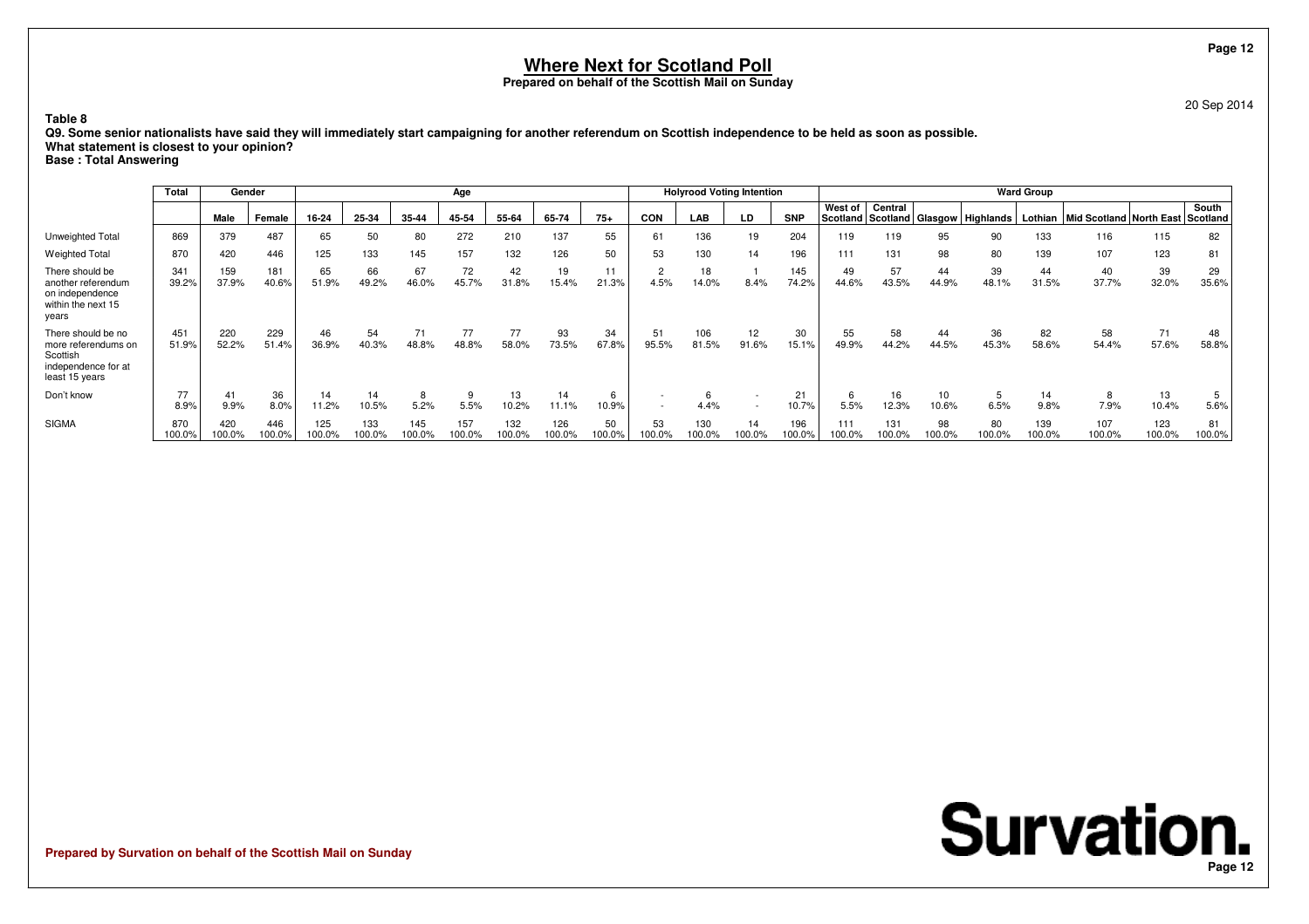# Where Next for Scotland Poll

**Prepared on behalf of the Scottish Mail on Sunday**

20 Sep 2014

**Table 8**

**Q9. Some senior nationalists have said they will immediately start campaigning for another referendum on Scottish independence to be held as soon as possible.**
**What statement is closest to your opinion?**
**Base : Total Answering**

| | Total | Gender | | Age | | | | | | | Holyrood Voting Intention | | | | Ward Group | | | | | | | |
|---|---|---|---|---|---|---|---|---|---|---|---|---|---|---|---|---|---|---|---|---|---|---|
| | | Male | Female | 16-24 | 25-34 | 35-44 | 45-54 | 55-64 | 65-74 | 75+ | CON | LAB | LD | SNP | West of Scotland | Central Scotland | Glasgow | Highlands | Lothian | Mid Scotland | North East | South Scotland |
| Unweighted Total | 869 | 379 | 487 | 65 | 50 | 80 | 272 | 210 | 137 | 55 | 61 | 136 | 19 | 204 | 119 | 119 | 95 | 90 | 133 | 116 | 115 | 82 |
| Weighted Total | 870 | 420 | 446 | 125 | 133 | 145 | 157 | 132 | 126 | 50 | 53 | 130 | 14 | 196 | 111 | 131 | 98 | 80 | 139 | 107 | 123 | 81 |
| There should be another referendum on independence within the next 15 years | 341<br>39.2% | 159<br>37.9% | 181<br>40.6% | 65<br>51.9% | 66<br>49.2% | 67<br>46.0% | 72<br>45.7% | 42<br>31.8% | 19<br>15.4% | 11<br>21.3% | 2<br>4.5% | 18<br>14.0% | 1<br>8.4% | 145<br>74.2% | 49<br>44.6% | 57<br>43.5% | 44<br>44.9% | 39<br>48.1% | 44<br>31.5% | 40<br>37.7% | 39<br>32.0% | 29<br>35.6% |
| There should be no more referendums on Scottish independence for at least 15 years | 451<br>51.9% | 220<br>52.2% | 229<br>51.4% | 46<br>36.9% | 54<br>40.3% | 71<br>48.8% | 77<br>48.8% | 77<br>58.0% | 93<br>73.5% | 34<br>67.8% | 51<br>95.5% | 106<br>81.5% | 12<br>91.6% | 30<br>15.1% | 55<br>49.9% | 58<br>44.2% | 44<br>44.5% | 36<br>45.3% | 82<br>58.6% | 58<br>54.4% | 71<br>57.6% | 48<br>58.8% |
| Don't know | 77<br>8.9% | 41<br>9.9% | 36<br>8.0% | 14<br>11.2% | 14<br>10.5% | 8<br>5.2% | 9<br>5.5% | 13<br>10.2% | 14<br>11.1% | 6<br>10.9% | -<br>- | 6<br>4.4% | -<br>- | 21<br>10.7% | 6<br>5.5% | 16<br>12.3% | 10<br>10.6% | 5<br>6.5% | 14<br>9.8% | 8<br>7.9% | 13<br>10.4% | 5<br>5.6% |
| SIGMA | 870<br>100.0% | 420<br>100.0% | 446<br>100.0% | 125<br>100.0% | 133<br>100.0% | 145<br>100.0% | 157<br>100.0% | 132<br>100.0% | 126<br>100.0% | 50<br>100.0% | 53<br>100.0% | 130<br>100.0% | 14<br>100.0% | 196<br>100.0% | 111<br>100.0% | 131<br>100.0% | 98<br>100.0% | 80<br>100.0% | 139<br>100.0% | 107<br>100.0% | 123<br>100.0% | 81<br>100.0% |

**Prepared by Survation on behalf of the Scottish Mail on Sunday**

**Survation.**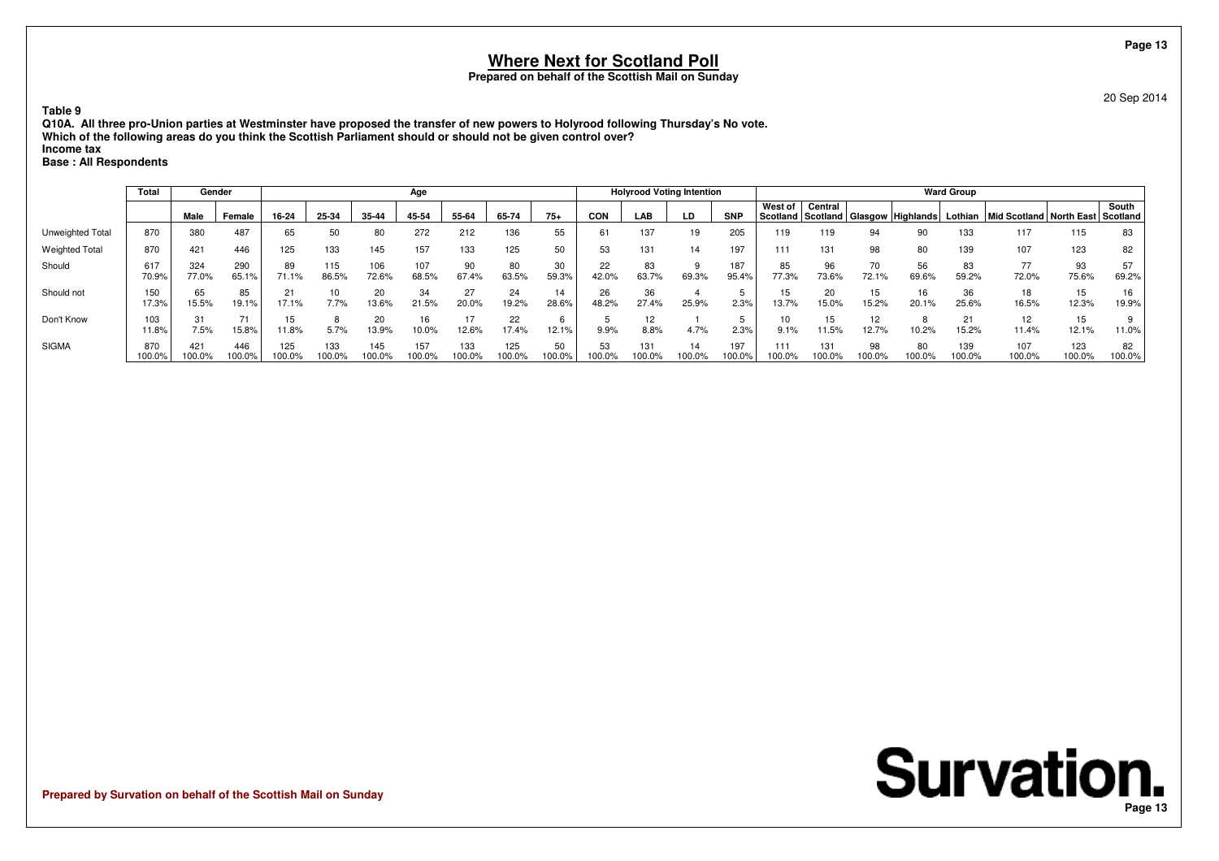# Where Next for Scotland Poll

**Prepared on behalf of the Scottish Mail on Sunday**

20 Sep 2014

**Table 9**
**Q10A. All three pro-Union parties at Westminster have proposed the transfer of new powers to Holyrood following Thursday's No vote.**
**Which of the following areas do you think the Scottish Parliament should or should not be given control over?**
**Income tax**
**Base : All Respondents**

| | Total | Gender | | Age | | | | | | | Holyrood Voting Intention | | | | Ward Group | | | | | | | |
|---|---|---|---|---|---|---|---|---|---|---|---|---|---|---|---|---|---|---|---|---|---|---|
| | | Male | Female | 16-24 | 25-34 | 35-44 | 45-54 | 55-64 | 65-74 | 75+ | CON | LAB | LD | SNP | West of Scotland | Central Scotland | Glasgow | Highlands | Lothian | Mid Scotland | North East | South Scotland |
| Unweighted Total | 870 | 380 | 487 | 65 | 50 | 80 | 272 | 212 | 136 | 55 | 61 | 137 | 19 | 205 | 119 | 119 | 94 | 90 | 133 | 117 | 115 | 83 |
| Weighted Total | 870 | 421 | 446 | 125 | 133 | 145 | 157 | 133 | 125 | 50 | 53 | 131 | 14 | 197 | 111 | 131 | 98 | 80 | 139 | 107 | 123 | 82 |
| Should | 617<br>70.9% | 324<br>77.0% | 290<br>65.1% | 89<br>71.1% | 115<br>86.5% | 106<br>72.6% | 107<br>68.5% | 90<br>67.4% | 80<br>63.5% | 30<br>59.3% | 22<br>42.0% | 83<br>63.7% | 9<br>69.3% | 187<br>95.4% | 85<br>77.3% | 96<br>73.6% | 70<br>72.1% | 56<br>69.6% | 83<br>59.2% | 77<br>72.0% | 93<br>75.6% | 57<br>69.2% |
| Should not | 150<br>17.3% | 65<br>15.5% | 85<br>19.1% | 21<br>17.1% | 10<br>7.7% | 20<br>13.6% | 34<br>21.5% | 27<br>20.0% | 24<br>19.2% | 14<br>28.6% | 26<br>48.2% | 36<br>27.4% | 4<br>25.9% | 5<br>2.3% | 15<br>13.7% | 20<br>15.0% | 15<br>15.2% | 16<br>20.1% | 36<br>25.6% | 18<br>16.5% | 15<br>12.3% | 16<br>19.9% |
| Don't Know | 103<br>11.8% | 31<br>7.5% | 71<br>15.8% | 15<br>11.8% | 8<br>5.7% | 20<br>13.9% | 16<br>10.0% | 17<br>12.6% | 22<br>17.4% | 6<br>12.1% | 5<br>9.9% | 12<br>8.8% | 1<br>4.7% | 5<br>2.3% | 10<br>9.1% | 15<br>11.5% | 12<br>12.7% | 8<br>10.2% | 21<br>15.2% | 12<br>11.4% | 15<br>12.1% | 9<br>11.0% |
| SIGMA | 870<br>100.0% | 421<br>100.0% | 446<br>100.0% | 125<br>100.0% | 133<br>100.0% | 145<br>100.0% | 157<br>100.0% | 133<br>100.0% | 125<br>100.0% | 50<br>100.0% | 53<br>100.0% | 131<br>100.0% | 14<br>100.0% | 197<br>100.0% | 111<br>100.0% | 131<br>100.0% | 98<br>100.0% | 80<br>100.0% | 139<br>100.0% | 107<br>100.0% | 123<br>100.0% | 82<br>100.0% |

**Prepared by Survation on behalf of the Scottish Mail on Sunday**

Survation.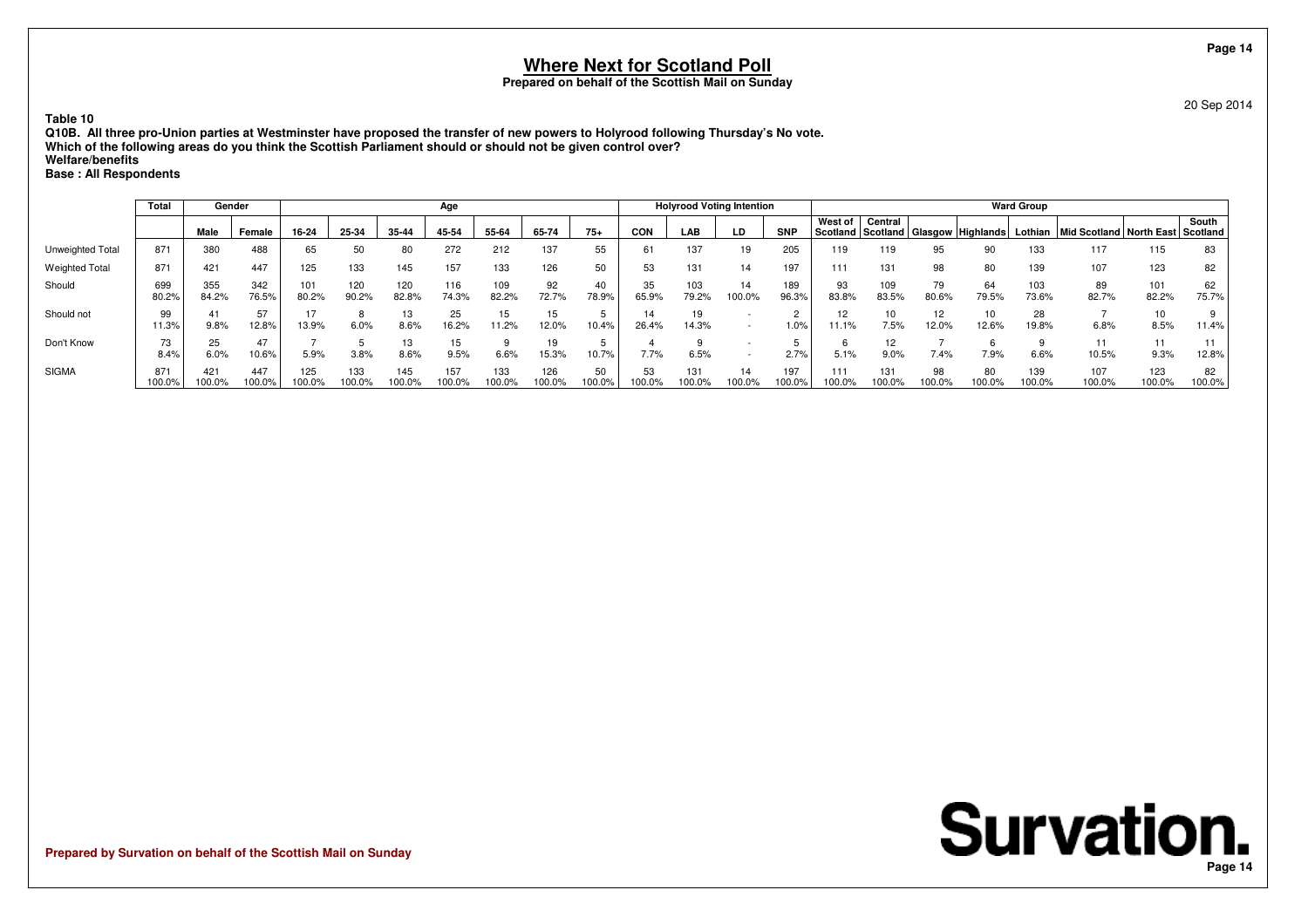## Where Next for Scotland Poll

**Prepared on behalf of the Scottish Mail on Sunday**

20 Sep 2014

**Table 10**

**Q10B. All three pro-Union parties at Westminster have proposed the transfer of new powers to Holyrood following Thursday's No vote.**
**Which of the following areas do you think the Scottish Parliament should or should not be given control over?**
**Welfare/benefits**
**Base : All Respondents**

| | Total | Gender | | Age | | | | | | | Holyrood Voting Intention | | | | Ward Group | | | | | | | |
|---|---|---|---|---|---|---|---|---|---|---|---|---|---|---|---|---|---|---|---|---|---|---|
| | | Male | Female | 16-24 | 25-34 | 35-44 | 45-54 | 55-64 | 65-74 | 75+ | CON | LAB | LD | SNP | West of Scotland | Central Scotland | Glasgow | Highlands | Lothian | Mid Scotland | North East | South Scotland |
| Unweighted Total | 871 | 380 | 488 | 65 | 50 | 80 | 272 | 212 | 137 | 55 | 61 | 137 | 19 | 205 | 119 | 119 | 95 | 90 | 133 | 117 | 115 | 83 |
| Weighted Total | 871 | 421 | 447 | 125 | 133 | 145 | 157 | 133 | 126 | 50 | 53 | 131 | 14 | 197 | 111 | 131 | 98 | 80 | 139 | 107 | 123 | 82 |
| Should | 699<br>80.2% | 355<br>84.2% | 342<br>76.5% | 101<br>80.2% | 120<br>90.2% | 120<br>82.8% | 116<br>74.3% | 109<br>82.2% | 92<br>72.7% | 40<br>78.9% | 35<br>65.9% | 103<br>79.2% | 14<br>100.0% | 189<br>96.3% | 93<br>83.8% | 109<br>83.5% | 79<br>80.6% | 64<br>79.5% | 103<br>73.6% | 89<br>82.7% | 101<br>82.2% | 62<br>75.7% |
| Should not | 99<br>11.3% | 41<br>9.8% | 57<br>12.8% | 17<br>13.9% | 8<br>6.0% | 13<br>8.6% | 25<br>16.2% | 15<br>11.2% | 15<br>12.0% | 5<br>10.4% | 14<br>26.4% | 19<br>14.3% | -<br>- | 2<br>1.0% | 12<br>11.1% | 10<br>7.5% | 12<br>12.0% | 10<br>12.6% | 28<br>19.8% | 7<br>6.8% | 10<br>8.5% | 9<br>11.4% |
| Don't Know | 73<br>8.4% | 25<br>6.0% | 47<br>10.6% | 7<br>5.9% | 5<br>3.8% | 13<br>8.6% | 15<br>9.5% | 9<br>6.6% | 19<br>15.3% | 5<br>10.7% | 4<br>7.7% | 9<br>6.5% | -<br>- | 5<br>2.7% | 6<br>5.1% | 12<br>9.0% | 7<br>7.4% | 6<br>7.9% | 9<br>6.6% | 11<br>10.5% | 11<br>9.3% | 11<br>12.8% |
| SIGMA | 871<br>100.0% | 421<br>100.0% | 447<br>100.0% | 125<br>100.0% | 133<br>100.0% | 145<br>100.0% | 157<br>100.0% | 133<br>100.0% | 126<br>100.0% | 50<br>100.0% | 53<br>100.0% | 131<br>100.0% | 14<br>100.0% | 197<br>100.0% | 111<br>100.0% | 131<br>100.0% | 98<br>100.0% | 80<br>100.0% | 139<br>100.0% | 107<br>100.0% | 123<br>100.0% | 82<br>100.0% |

**Prepared by Survation on behalf of the Scottish Mail on Sunday**

**Survation.**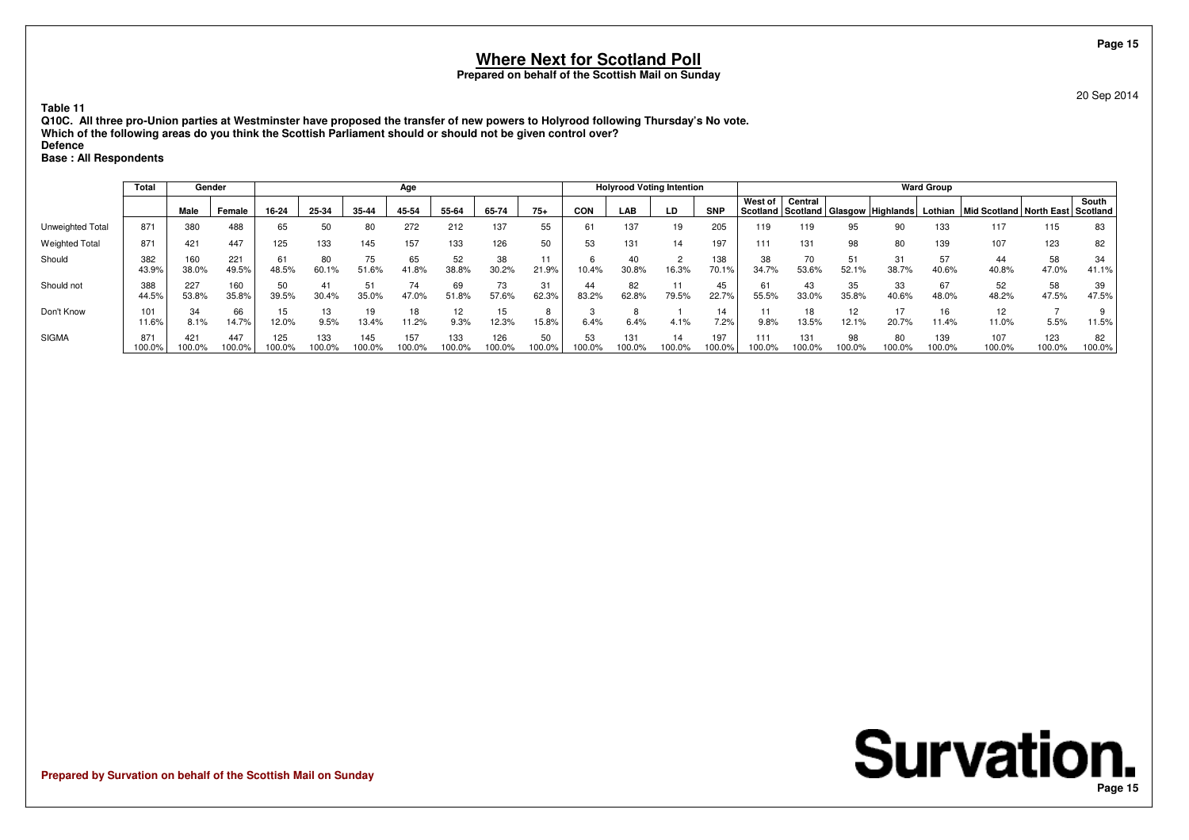# Where Next for Scotland Poll

**Prepared on behalf of the Scottish Mail on Sunday**

20 Sep 2014

**Table 11**

**Q10C. All three pro-Union parties at Westminster have proposed the transfer of new powers to Holyrood following Thursday's No vote.**
**Which of the following areas do you think the Scottish Parliament should or should not be given control over?**
**Defence**
**Base : All Respondents**

| | Total | Gender | | Age | | | | | | | Holyrood Voting Intention | | | | Ward Group | | | | | | | |
|---|---|---|---|---|---|---|---|---|---|---|---|---|---|---|---|---|---|---|---|---|---|---|
| | | Male | Female | 16-24 | 25-34 | 35-44 | 45-54 | 55-64 | 65-74 | 75+ | CON | LAB | LD | SNP | West of Scotland | Central Scotland | Glasgow | Highlands | Lothian | Mid Scotland | North East | South Scotland |
| Unweighted Total | 871 | 380 | 488 | 65 | 50 | 80 | 272 | 212 | 137 | 55 | 61 | 137 | 19 | 205 | 119 | 119 | 95 | 90 | 133 | 117 | 115 | 83 |
| Weighted Total | 871 | 421 | 447 | 125 | 133 | 145 | 157 | 133 | 126 | 50 | 53 | 131 | 14 | 197 | 111 | 131 | 98 | 80 | 139 | 107 | 123 | 82 |
| Should | 382 | 160 | 221 | 61 | 80 | 75 | 65 | 52 | 38 | 11 | 6 | 40 | 2 | 138 | 38 | 70 | 51 | 31 | 57 | 44 | 58 | 34 |
| | 43.9% | 38.0% | 49.5% | 48.5% | 60.1% | 51.6% | 41.8% | 38.8% | 30.2% | 21.9% | 10.4% | 30.8% | 16.3% | 70.1% | 34.7% | 53.6% | 52.1% | 38.7% | 40.6% | 40.8% | 47.0% | 41.1% |
| Should not | 388 | 227 | 160 | 50 | 41 | 51 | 74 | 69 | 73 | 31 | 44 | 82 | 11 | 45 | 61 | 43 | 35 | 33 | 67 | 52 | 58 | 39 |
| | 44.5% | 53.8% | 35.8% | 39.5% | 30.4% | 35.0% | 47.0% | 51.8% | 57.6% | 62.3% | 83.2% | 62.8% | 79.5% | 22.7% | 55.5% | 33.0% | 35.8% | 40.6% | 48.0% | 48.2% | 47.5% | 47.5% |
| Don't Know | 101 | 34 | 66 | 15 | 13 | 19 | 18 | 12 | 15 | 8 | 3 | 8 | 1 | 14 | 11 | 18 | 12 | 17 | 16 | 12 | 7 | 9 |
| | 11.6% | 8.1% | 14.7% | 12.0% | 9.5% | 13.4% | 11.2% | 9.3% | 12.3% | 15.8% | 6.4% | 6.4% | 4.1% | 7.2% | 9.8% | 13.5% | 12.1% | 20.7% | 11.4% | 11.0% | 5.5% | 11.5% |
| SIGMA | 871 | 421 | 447 | 125 | 133 | 145 | 157 | 133 | 126 | 50 | 53 | 131 | 14 | 197 | 111 | 131 | 98 | 80 | 139 | 107 | 123 | 82 |
| | 100.0% | 100.0% | 100.0% | 100.0% | 100.0% | 100.0% | 100.0% | 100.0% | 100.0% | 100.0% | 100.0% | 100.0% | 100.0% | 100.0% | 100.0% | 100.0% | 100.0% | 100.0% | 100.0% | 100.0% | 100.0% | 100.0% |

**Prepared by Survation on behalf of the Scottish Mail on Sunday**

Survation.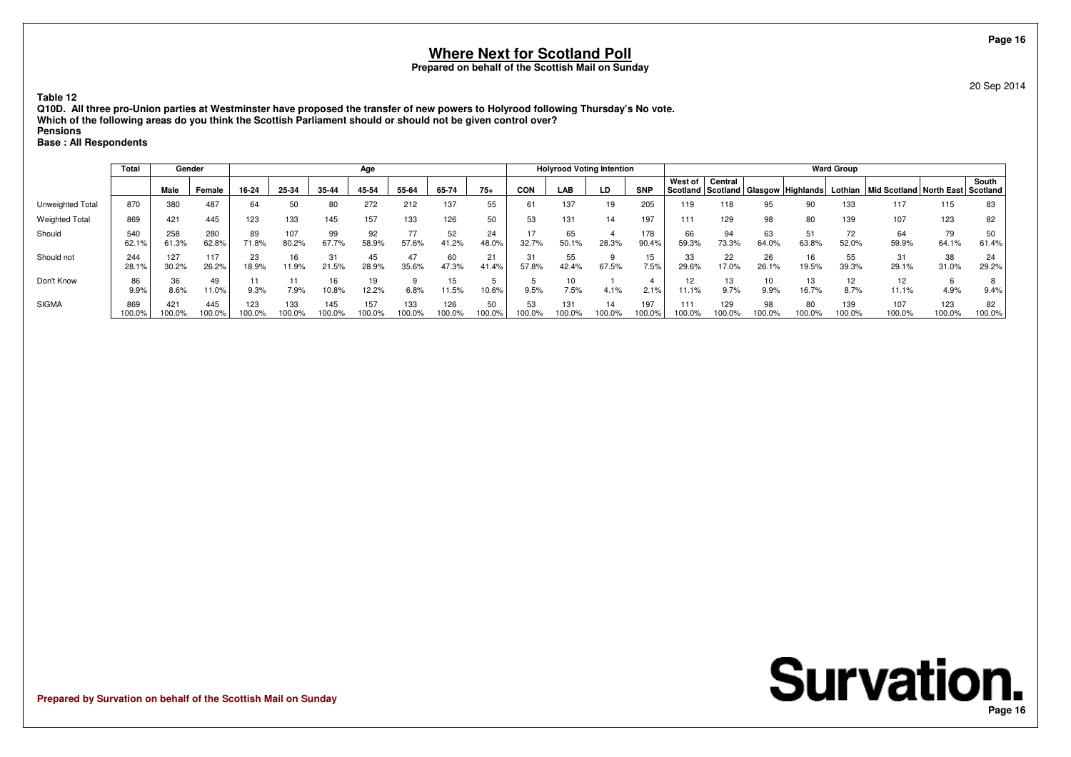# Where Next for Scotland Poll

**Prepared on behalf of the Scottish Mail on Sunday**

20 Sep 2014

**Table 12**
**Q10D. All three pro-Union parties at Westminster have proposed the transfer of new powers to Holyrood following Thursday's No vote.**
**Which of the following areas do you think the Scottish Parliament should or should not be given control over?**
**Pensions**
**Base : All Respondents**

| | Total | Gender | | Age | | | | | | | Holyrood Voting Intention | | | | Ward Group | | | | | | | |
|---|---|---|---|---|---|---|---|---|---|---|---|---|---|---|---|---|---|---|---|---|---|---|
| | | Male | Female | 16-24 | 25-34 | 35-44 | 45-54 | 55-64 | 65-74 | 75+ | CON | LAB | LD | SNP | West of Scotland | Central Scotland | Glasgow | Highlands | Lothian | Mid Scotland | North East | South Scotland |
| Unweighted Total | 870 | 380 | 487 | 64 | 50 | 80 | 272 | 212 | 137 | 55 | 61 | 137 | 19 | 205 | 119 | 118 | 95 | 90 | 133 | 117 | 115 | 83 |
| Weighted Total | 869 | 421 | 445 | 123 | 133 | 145 | 157 | 133 | 126 | 50 | 53 | 131 | 14 | 197 | 111 | 129 | 98 | 80 | 139 | 107 | 123 | 82 |
| Should | 540 | 258 | 280 | 89 | 107 | 99 | 92 | 77 | 52 | 24 | 17 | 65 | 4 | 178 | 66 | 94 | 63 | 51 | 72 | 64 | 79 | 50 |
| | 62.1% | 61.3% | 62.8% | 71.8% | 80.2% | 67.7% | 58.9% | 57.6% | 41.2% | 48.0% | 32.7% | 50.1% | 28.3% | 90.4% | 59.3% | 73.3% | 64.0% | 63.8% | 52.0% | 59.9% | 64.1% | 61.4% |
| Should not | 244 | 127 | 117 | 23 | 16 | 31 | 45 | 47 | 60 | 21 | 31 | 55 | 9 | 15 | 33 | 22 | 26 | 16 | 55 | 31 | 38 | 24 |
| | 28.1% | 30.2% | 26.2% | 18.9% | 11.9% | 21.5% | 28.9% | 35.6% | 47.3% | 41.4% | 57.8% | 42.4% | 67.5% | 7.5% | 29.6% | 17.0% | 26.1% | 19.5% | 39.3% | 29.1% | 31.0% | 29.2% |
| Don't Know | 86 | 36 | 49 | 11 | 11 | 16 | 19 | 9 | 15 | 5 | 5 | 10 | 1 | 4 | 12 | 13 | 10 | 13 | 12 | 12 | 6 | 8 |
| | 9.9% | 8.6% | 11.0% | 9.3% | 7.9% | 10.8% | 12.2% | 6.8% | 11.5% | 10.6% | 9.5% | 7.5% | 4.1% | 2.1% | 11.1% | 9.7% | 9.9% | 16.7% | 8.7% | 11.1% | 4.9% | 9.4% |
| SIGMA | 869 | 421 | 445 | 123 | 133 | 145 | 157 | 133 | 126 | 50 | 53 | 131 | 14 | 197 | 111 | 129 | 98 | 80 | 139 | 107 | 123 | 82 |
| | 100.0% | 100.0% | 100.0% | 100.0% | 100.0% | 100.0% | 100.0% | 100.0% | 100.0% | 100.0% | 100.0% | 100.0% | 100.0% | 100.0% | 100.0% | 100.0% | 100.0% | 100.0% | 100.0% | 100.0% | 100.0% | 100.0% |

**Prepared by Survation on behalf of the Scottish Mail on Sunday**

**Survation.**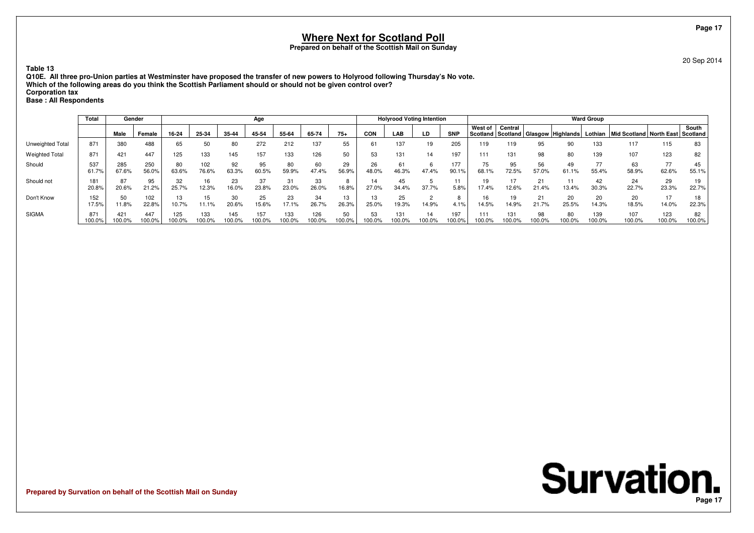# Where Next for Scotland Poll

**Prepared on behalf of the Scottish Mail on Sunday**

20 Sep 2014

**Table 13**
**Q10E. All three pro-Union parties at Westminster have proposed the transfer of new powers to Holyrood following Thursday's No vote.**
**Which of the following areas do you think the Scottish Parliament should or should not be given control over?**
**Corporation tax**
**Base : All Respondents**

| | Total | Gender | | Age | | | | | | | Holyrood Voting Intention | | | | Ward Group | | | | | | | |
|---|---|---|---|---|---|---|---|---|---|---|---|---|---|---|---|---|---|---|---|---|---|---|
| | | Male | Female | 16-24 | 25-34 | 35-44 | 45-54 | 55-64 | 65-74 | 75+ | CON | LAB | LD | SNP | West of Scotland | Central Scotland | Glasgow | Highlands | Lothian | Mid Scotland | North East | South Scotland |
| Unweighted Total | 871 | 380 | 488 | 65 | 50 | 80 | 272 | 212 | 137 | 55 | 61 | 137 | 19 | 205 | 119 | 119 | 95 | 90 | 133 | 117 | 115 | 83 |
| Weighted Total | 871 | 421 | 447 | 125 | 133 | 145 | 157 | 133 | 126 | 50 | 53 | 131 | 14 | 197 | 111 | 131 | 98 | 80 | 139 | 107 | 123 | 82 |
| Should | 537<br>61.7% | 285<br>67.6% | 250<br>56.0% | 80<br>63.6% | 102<br>76.6% | 92<br>63.3% | 95<br>60.5% | 80<br>59.9% | 60<br>47.4% | 29<br>56.9% | 26<br>48.0% | 61<br>46.3% | 6<br>47.4% | 177<br>90.1% | 75<br>68.1% | 95<br>72.5% | 56<br>57.0% | 49<br>61.1% | 77<br>55.4% | 63<br>58.9% | 77<br>62.6% | 45<br>55.1% |
| Should not | 181<br>20.8% | 87<br>20.6% | 95<br>21.2% | 32<br>25.7% | 16<br>12.3% | 23<br>16.0% | 37<br>23.8% | 31<br>23.0% | 33<br>26.0% | 8<br>16.8% | 14<br>27.0% | 45<br>34.4% | 5<br>37.7% | 11<br>5.8% | 19<br>17.4% | 17<br>12.6% | 21<br>21.4% | 11<br>13.4% | 42<br>30.3% | 24<br>22.7% | 29<br>23.3% | 19<br>22.7% |
| Don't Know | 152<br>17.5% | 50<br>11.8% | 102<br>22.8% | 13<br>10.7% | 15<br>11.1% | 30<br>20.6% | 25<br>15.6% | 23<br>17.1% | 34<br>26.7% | 13<br>26.3% | 13<br>25.0% | 25<br>19.3% | 2<br>14.9% | 8<br>4.1% | 16<br>14.5% | 19<br>14.9% | 21<br>21.7% | 20<br>25.5% | 20<br>14.3% | 20<br>18.5% | 17<br>14.0% | 18<br>22.3% |
| SIGMA | 871<br>100.0% | 421<br>100.0% | 447<br>100.0% | 125<br>100.0% | 133<br>100.0% | 145<br>100.0% | 157<br>100.0% | 133<br>100.0% | 126<br>100.0% | 50<br>100.0% | 53<br>100.0% | 131<br>100.0% | 14<br>100.0% | 197<br>100.0% | 111<br>100.0% | 131<br>100.0% | 98<br>100.0% | 80<br>100.0% | 139<br>100.0% | 107<br>100.0% | 123<br>100.0% | 82<br>100.0% |

Prepared by Survation on behalf of the Scottish Mail on Sunday

Survation.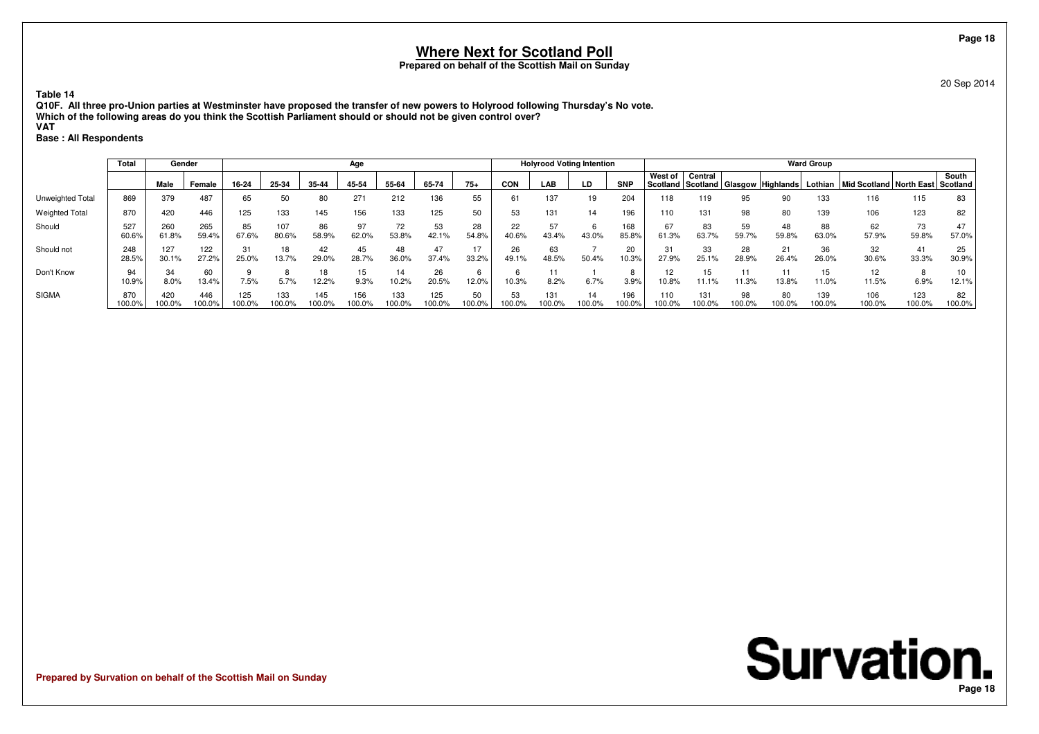# Where Next for Scotland Poll

**Prepared on behalf of the Scottish Mail on Sunday**

20 Sep 2014

**Table 14**

**Q10F. All three pro-Union parties at Westminster have proposed the transfer of new powers to Holyrood following Thursday's No vote.**
**Which of the following areas do you think the Scottish Parliament should or should not be given control over?**
**VAT**
**Base : All Respondents**

| | Total | Gender | | Age | | | | | | | Holyrood Voting Intention | | | | Ward Group | | | | | | | |
|---|---|---|---|---|---|---|---|---|---|---|---|---|---|---|---|---|---|---|---|---|---|---|
| | | Male | Female | 16-24 | 25-34 | 35-44 | 45-54 | 55-64 | 65-74 | 75+ | CON | LAB | LD | SNP | West of Scotland | Central Scotland | Glasgow | Highlands | Lothian | Mid Scotland | North East | South Scotland |
| Unweighted Total | 869 | 379 | 487 | 65 | 50 | 80 | 271 | 212 | 136 | 55 | 61 | 137 | 19 | 204 | 118 | 119 | 95 | 90 | 133 | 116 | 115 | 83 |
| Weighted Total | 870 | 420 | 446 | 125 | 133 | 145 | 156 | 133 | 125 | 50 | 53 | 131 | 14 | 196 | 110 | 131 | 98 | 80 | 139 | 106 | 123 | 82 |
| Should | 527 | 260 | 265 | 85 | 107 | 86 | 97 | 72 | 53 | 28 | 22 | 57 | 6 | 168 | 67 | 83 | 59 | 48 | 88 | 62 | 73 | 47 |
| | 60.6% | 61.8% | 59.4% | 67.6% | 80.6% | 58.9% | 62.0% | 53.8% | 42.1% | 54.8% | 40.6% | 43.4% | 43.0% | 85.8% | 61.3% | 63.7% | 59.7% | 59.8% | 63.0% | 57.9% | 59.8% | 57.0% |
| Should not | 248 | 127 | 122 | 31 | 18 | 42 | 45 | 48 | 47 | 17 | 26 | 63 | 7 | 20 | 31 | 33 | 28 | 21 | 36 | 32 | 41 | 25 |
| | 28.5% | 30.1% | 27.2% | 25.0% | 13.7% | 29.0% | 28.7% | 36.0% | 37.4% | 33.2% | 49.1% | 48.5% | 50.4% | 10.3% | 27.9% | 25.1% | 28.9% | 26.4% | 26.0% | 30.6% | 33.3% | 30.9% |
| Don't Know | 94 | 34 | 60 | 9 | 8 | 18 | 15 | 14 | 26 | 6 | 6 | 11 | 1 | 8 | 12 | 15 | 11 | 11 | 15 | 12 | 8 | 10 |
| | 10.9% | 8.0% | 13.4% | 7.5% | 5.7% | 12.2% | 9.3% | 10.2% | 20.5% | 12.0% | 10.3% | 8.2% | 6.7% | 3.9% | 10.8% | 11.1% | 11.3% | 13.8% | 11.0% | 11.5% | 6.9% | 12.1% |
| SIGMA | 870 | 420 | 446 | 125 | 133 | 145 | 156 | 133 | 125 | 50 | 53 | 131 | 14 | 196 | 110 | 131 | 98 | 80 | 139 | 106 | 123 | 82 |
| | 100.0% | 100.0% | 100.0% | 100.0% | 100.0% | 100.0% | 100.0% | 100.0% | 100.0% | 100.0% | 100.0% | 100.0% | 100.0% | 100.0% | 100.0% | 100.0% | 100.0% | 100.0% | 100.0% | 100.0% | 100.0% | 100.0% |

Prepared by Survation on behalf of the Scottish Mail on Sunday

Survation.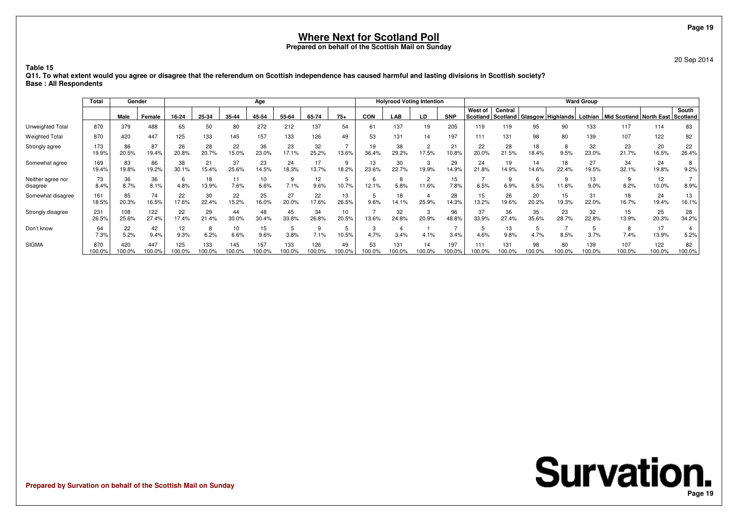# Where Next for Scotland Poll

**Prepared on behalf of the Scottish Mail on Sunday**

20 Sep 2014

**Table 15**

**Q11. To what extent would you agree or disagree that the referendum on Scottish independence has caused harmful and lasting divisions in Scottish society?**

**Base : All Respondents**

| | Total | Gender | | Age | | | | | | | Holyrood Voting Intention | | | | Ward Group | | | | | | | |
|---|---|---|---|---|---|---|---|---|---|---|---|---|---|---|---|---|---|---|---|---|---|---|
| | | Male | Female | 16-24 | 25-34 | 35-44 | 45-54 | 55-64 | 65-74 | 75+ | CON | LAB | LD | SNP | West of Scotland | Central Scotland | Glasgow | Highlands | Lothian | Mid Scotland | North East | South Scotland |
| Unweighted Total | 870 | 379 | 488 | 65 | 50 | 80 | 272 | 212 | 137 | 54 | 61 | 137 | 19 | 205 | 119 | 119 | 95 | 90 | 133 | 117 | 114 | 83 |
| Weighted Total | 870 | 420 | 447 | 125 | 133 | 145 | 157 | 133 | 126 | 49 | 53 | 131 | 14 | 197 | 111 | 131 | 98 | 80 | 139 | 107 | 122 | 82 |
| Strongly agree | 173<br>19.9% | 86<br>20.5% | 87<br>19.4% | 26<br>20.8% | 28<br>20.7% | 22<br>15.0% | 36<br>23.0% | 23<br>17.1% | 32<br>25.2% | 7<br>13.6% | 19<br>36.4% | 38<br>29.2% | 2<br>17.5% | 21<br>10.8% | 22<br>20.0% | 28<br>21.5% | 18<br>18.4% | 8<br>9.5% | 32<br>23.0% | 23<br>21.7% | 20<br>16.5% | 22<br>26.4% |
| Somewhat agree | 169<br>19.4% | 83<br>19.8% | 86<br>19.2% | 38<br>30.1% | 21<br>15.4% | 37<br>25.6% | 23<br>14.5% | 24<br>18.3% | 17<br>13.7% | 9<br>18.2% | 13<br>23.6% | 30<br>22.7% | 3<br>19.9% | 29<br>14.9% | 24<br>21.8% | 19<br>14.9% | 14<br>14.6% | 18<br>22.4% | 27<br>19.5% | 34<br>32.1% | 24<br>19.8% | 8<br>9.2% |
| Neither agree nor disagree | 73<br>8.4% | 36<br>8.7% | 36<br>8.1% | 6<br>4.8% | 18<br>13.9% | 11<br>7.6% | 10<br>6.6% | 9<br>7.1% | 12<br>9.6% | 5<br>10.7% | 6<br>12.1% | 8<br>5.8% | 2<br>11.6% | 15<br>7.8% | 7<br>6.5% | 9<br>6.9% | 6<br>6.5% | 9<br>11.6% | 13<br>9.0% | 9<br>8.2% | 12<br>10.0% | 7<br>8.9% |
| Somewhat disagree | 161<br>18.5% | 85<br>20.3% | 74<br>16.5% | 22<br>17.6% | 30<br>22.4% | 22<br>15.2% | 25<br>16.0% | 27<br>20.0% | 22<br>17.6% | 13<br>26.5% | 5<br>9.6% | 18<br>14.1% | 4<br>25.9% | 28<br>14.3% | 15<br>13.2% | 26<br>19.6% | 20<br>20.2% | 15<br>19.3% | 31<br>22.0% | 18<br>16.7% | 24<br>19.4% | 13<br>16.1% |
| Strongly disagree | 231<br>26.5% | 108<br>25.6% | 122<br>27.4% | 22<br>17.4% | 29<br>21.4% | 44<br>30.0% | 48<br>30.4% | 45<br>33.8% | 34<br>26.8% | 10<br>20.5% | 7<br>13.6% | 32<br>24.8% | 3<br>20.9% | 96<br>48.8% | 37<br>33.9% | 36<br>27.4% | 35<br>35.6% | 23<br>28.7% | 32<br>22.8% | 15<br>13.9% | 25<br>20.3% | 28<br>34.2% |
| Don't know | 64<br>7.3% | 22<br>5.2% | 42<br>9.4% | 12<br>9.3% | 8<br>6.2% | 10<br>6.6% | 15<br>9.6% | 5<br>3.8% | 9<br>7.1% | 5<br>10.5% | 3<br>4.7% | 4<br>3.4% | 1<br>4.1% | 7<br>3.4% | 5<br>4.6% | 13<br>9.8% | 5<br>4.7% | 7<br>8.5% | 5<br>3.7% | 8<br>7.4% | 17<br>13.9% | 4<br>5.2% |
| SIGMA | 870<br>100.0% | 420<br>100.0% | 447<br>100.0% | 125<br>100.0% | 133<br>100.0% | 145<br>100.0% | 157<br>100.0% | 133<br>100.0% | 126<br>100.0% | 49<br>100.0% | 53<br>100.0% | 131<br>100.0% | 14<br>100.0% | 197<br>100.0% | 111<br>100.0% | 131<br>100.0% | 98<br>100.0% | 80<br>100.0% | 139<br>100.0% | 107<br>100.0% | 122<br>100.0% | 82<br>100.0% |

**Prepared by Survation on behalf of the Scottish Mail on Sunday**

**Survation.**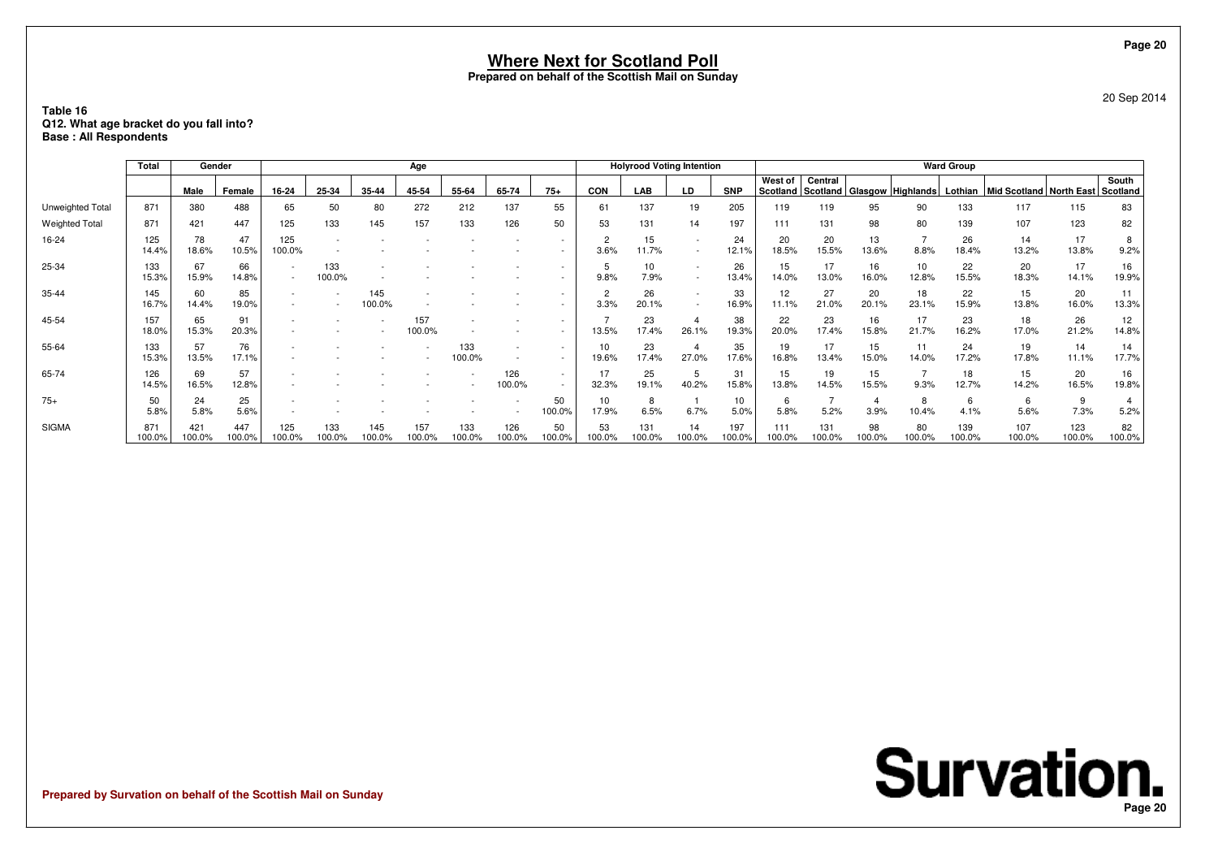# Where Next for Scotland Poll

**Prepared on behalf of the Scottish Mail on Sunday**

20 Sep 2014

**Table 16**
**Q12. What age bracket do you fall into?**
**Base : All Respondents**

| | Total | Gender | | Age | | | | | | | Holyrood Voting Intention | | | | Ward Group | | | | | | | |
|---|---|---|---|---|---|---|---|---|---|---|---|---|---|---|---|---|---|---|---|---|---|---|
| | | Male | Female | 16-24 | 25-34 | 35-44 | 45-54 | 55-64 | 65-74 | 75+ | CON | LAB | LD | SNP | West of Scotland | Central Scotland | Glasgow | Highlands | Lothian | Mid Scotland | North East | South Scotland |
| Unweighted Total | 871 | 380 | 488 | 65 | 50 | 80 | 272 | 212 | 137 | 55 | 61 | 137 | 19 | 205 | 119 | 119 | 95 | 90 | 133 | 117 | 115 | 83 |
| Weighted Total | 871 | 421 | 447 | 125 | 133 | 145 | 157 | 133 | 126 | 50 | 53 | 131 | 14 | 197 | 111 | 131 | 98 | 80 | 139 | 107 | 123 | 82 |
| 16-24 | 125<br>14.4% | 78<br>18.6% | 47<br>10.5% | 125<br>100.0% | - | - | - | - | - | - | 2<br>3.6% | 15<br>11.7% | - | 24<br>12.1% | 20<br>18.5% | 20<br>15.5% | 13<br>13.6% | 7<br>8.8% | 26<br>18.4% | 14<br>13.2% | 17<br>13.8% | 8<br>9.2% |
| 25-34 | 133<br>15.3% | 67<br>15.9% | 66<br>14.8% | - | 133<br>100.0% | - | - | - | - | - | 5<br>9.8% | 10<br>7.9% | - | 26<br>13.4% | 15<br>14.0% | 17<br>13.0% | 16<br>16.0% | 10<br>12.8% | 22<br>15.5% | 20<br>18.3% | 17<br>14.1% | 16<br>19.9% |
| 35-44 | 145<br>16.7% | 60<br>14.4% | 85<br>19.0% | - | - | 145<br>100.0% | - | - | - | - | 2<br>3.3% | 26<br>20.1% | - | 33<br>16.9% | 12<br>11.1% | 27<br>21.0% | 20<br>20.1% | 18<br>23.1% | 22<br>15.9% | 15<br>13.8% | 20<br>16.0% | 11<br>13.3% |
| 45-54 | 157<br>18.0% | 65<br>15.3% | 91<br>20.3% | - | - | - | 157<br>100.0% | - | - | - | 7<br>13.5% | 23<br>17.4% | 4<br>26.1% | 38<br>19.3% | 22<br>20.0% | 23<br>17.4% | 16<br>15.8% | 17<br>21.7% | 23<br>16.2% | 18<br>17.0% | 26<br>21.2% | 12<br>14.8% |
| 55-64 | 133<br>15.3% | 57<br>13.5% | 76<br>17.1% | - | - | - | - | 133<br>100.0% | - | - | 10<br>19.6% | 23<br>17.4% | 4<br>27.0% | 35<br>17.6% | 19<br>16.8% | 17<br>13.4% | 15<br>15.0% | 11<br>14.0% | 24<br>17.2% | 19<br>17.8% | 14<br>11.1% | 14<br>17.7% |
| 65-74 | 126<br>14.5% | 69<br>16.5% | 57<br>12.8% | - | - | - | - | - | 126<br>100.0% | - | 17<br>32.3% | 25<br>19.1% | 5<br>40.2% | 31<br>15.8% | 15<br>13.8% | 19<br>14.5% | 15<br>15.5% | 7<br>9.3% | 18<br>12.7% | 15<br>14.2% | 20<br>16.5% | 16<br>19.8% |
| 75+ | 50<br>5.8% | 24<br>5.8% | 25<br>5.6% | - | - | - | - | - | - | 50<br>100.0% | 10<br>17.9% | 8<br>6.5% | 1<br>6.7% | 10<br>5.0% | 6<br>5.8% | 7<br>5.2% | 4<br>3.9% | 8<br>10.4% | 6<br>4.1% | 6<br>5.6% | 9<br>7.3% | 4<br>5.2% |
| SIGMA | 871<br>100.0% | 421<br>100.0% | 447<br>100.0% | 125<br>100.0% | 133<br>100.0% | 145<br>100.0% | 157<br>100.0% | 133<br>100.0% | 126<br>100.0% | 50<br>100.0% | 53<br>100.0% | 131<br>100.0% | 14<br>100.0% | 197<br>100.0% | 111<br>100.0% | 131<br>100.0% | 98<br>100.0% | 80<br>100.0% | 139<br>100.0% | 107<br>100.0% | 123<br>100.0% | 82<br>100.0% |

**Prepared by Survation on behalf of the Scottish Mail on Sunday**

**Survation.**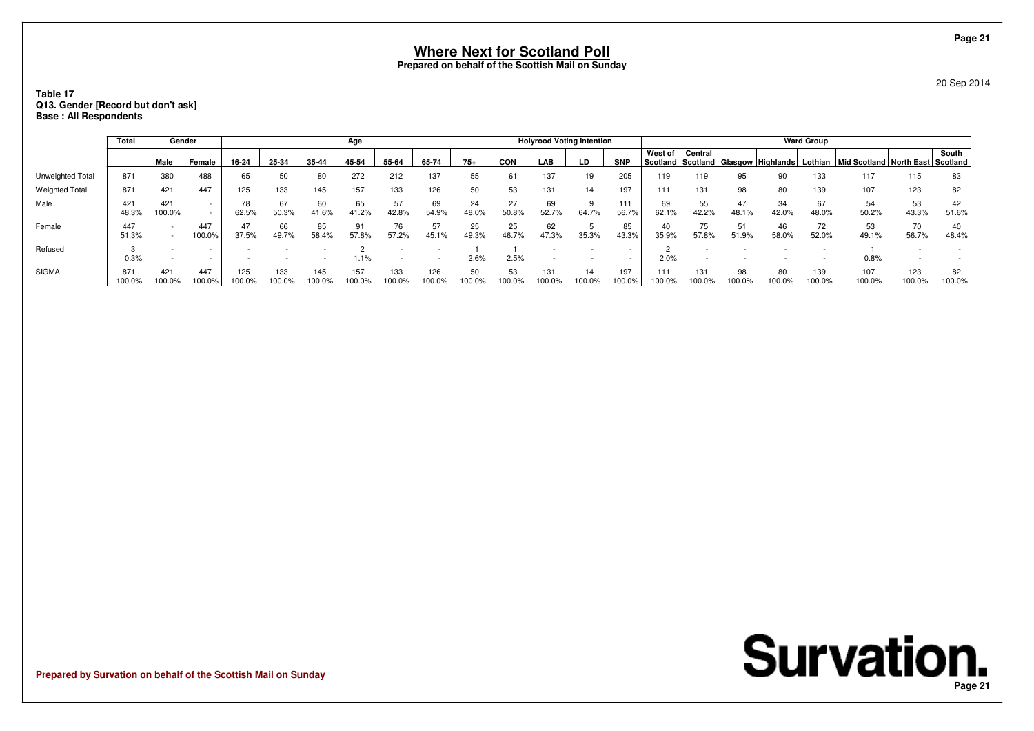# Where Next for Scotland Poll

**Prepared on behalf of the Scottish Mail on Sunday**

20 Sep 2014

**Table 17**
**Q13. Gender [Record but don't ask]**
**Base : All Respondents**

| | Total | Gender | | Age | | | | | | | Holyrood Voting Intention | | | | Ward Group | | | | | | | |
|---|---|---|---|---|---|---|---|---|---|---|---|---|---|---|---|---|---|---|---|---|---|---|
| | | Male | Female | 16-24 | 25-34 | 35-44 | 45-54 | 55-64 | 65-74 | 75+ | CON | LAB | LD | SNP | West of Scotland | Central Scotland | Glasgow | Highlands | Lothian | Mid Scotland | North East | South Scotland |
| Unweighted Total | 871 | 380 | 488 | 65 | 50 | 80 | 272 | 212 | 137 | 55 | 61 | 137 | 19 | 205 | 119 | 119 | 95 | 90 | 133 | 117 | 115 | 83 |
| Weighted Total | 871 | 421 | 447 | 125 | 133 | 145 | 157 | 133 | 126 | 50 | 53 | 131 | 14 | 197 | 111 | 131 | 98 | 80 | 139 | 107 | 123 | 82 |
| Male | 421 | 421 | - | 78 | 67 | 60 | 65 | 57 | 69 | 24 | 27 | 69 | 9 | 111 | 69 | 55 | 47 | 34 | 67 | 54 | 53 | 42 |
| | 48.3% | 100.0% | - | 62.5% | 50.3% | 41.6% | 41.2% | 42.8% | 54.9% | 48.0% | 50.8% | 52.7% | 64.7% | 56.7% | 62.1% | 42.2% | 48.1% | 42.0% | 48.0% | 50.2% | 43.3% | 51.6% |
| Female | 447 | - | 447 | 47 | 66 | 85 | 91 | 76 | 57 | 25 | 25 | 62 | 5 | 85 | 40 | 75 | 51 | 46 | 72 | 53 | 70 | 40 |
| | 51.3% | - | 100.0% | 37.5% | 49.7% | 58.4% | 57.8% | 57.2% | 45.1% | 49.3% | 46.7% | 47.3% | 35.3% | 43.3% | 35.9% | 57.8% | 51.9% | 58.0% | 52.0% | 49.1% | 56.7% | 48.4% |
| Refused | 3 | - | - | - | - | - | 2 | - | - | 1 | 1 | - | - | - | 2 | - | - | - | - | 1 | - | - |
| | 0.3% | - | - | - | - | - | 1.1% | - | - | 2.6% | 2.5% | - | - | - | 2.0% | - | - | - | - | 0.8% | - | - |
| SIGMA | 871 | 421 | 447 | 125 | 133 | 145 | 157 | 133 | 126 | 50 | 53 | 131 | 14 | 197 | 111 | 131 | 98 | 80 | 139 | 107 | 123 | 82 |
| | 100.0% | 100.0% | 100.0% | 100.0% | 100.0% | 100.0% | 100.0% | 100.0% | 100.0% | 100.0% | 100.0% | 100.0% | 100.0% | 100.0% | 100.0% | 100.0% | 100.0% | 100.0% | 100.0% | 100.0% | 100.0% | 100.0% |

Prepared by Survation on behalf of the Scottish Mail on Sunday

Survation.